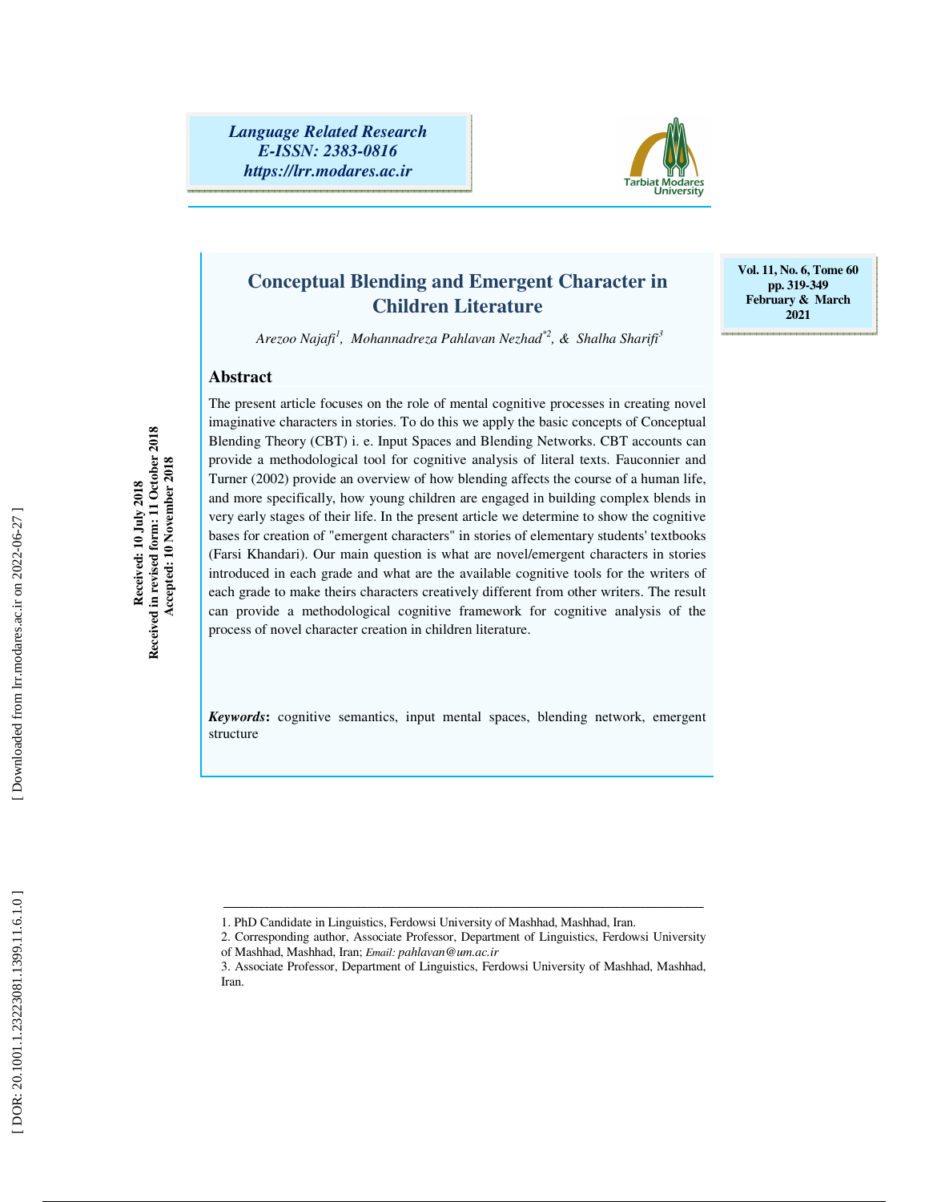# Conceptual Blending and Emergent Character in Children Literature

*Arezoo Najafi*[1], *Mohannadreza Pahlavan Nezhad*[*2], & *Shalha Sharifi*[3]

Received: 10 July 2018
Received in revised form: 11 October 2018
Accepted: 10 November 2018

## Abstract

The present article focuses on the role of mental cognitive processes in creating novel imaginative characters in stories. To do this we apply the basic concepts of Conceptual Blending Theory (CBT) i. e. Input Spaces and Blending Networks. CBT accounts can provide a methodological tool for cognitive analysis of literal texts. Fauconnier and Turner (2002) provide an overview of how blending affects the course of a human life, and more specifically, how young children are engaged in building complex blends in very early stages of their life. In the present article we determine to show the cognitive bases for creation of "emergent characters" in stories of elementary students' textbooks (Farsi Khandari). Our main question is what are novel/emergent characters in stories introduced in each grade and what are the available cognitive tools for the writers of each grade to make theirs characters creatively different from other writers. The result can provide a methodological cognitive framework for cognitive analysis of the process of novel character creation in children literature.

***Keywords*:** cognitive semantics, input mental spaces, blending network, emergent structure

---

1. PhD Candidate in Linguistics, Ferdowsi University of Mashhad, Mashhad, Iran.
2. Corresponding author, Associate Professor, Department of Linguistics, Ferdowsi University of Mashhad, Mashhad, Iran; *Email: pahlavan@um.ac.ir*
3. Associate Professor, Department of Linguistics, Ferdowsi University of Mashhad, Mashhad, Iran.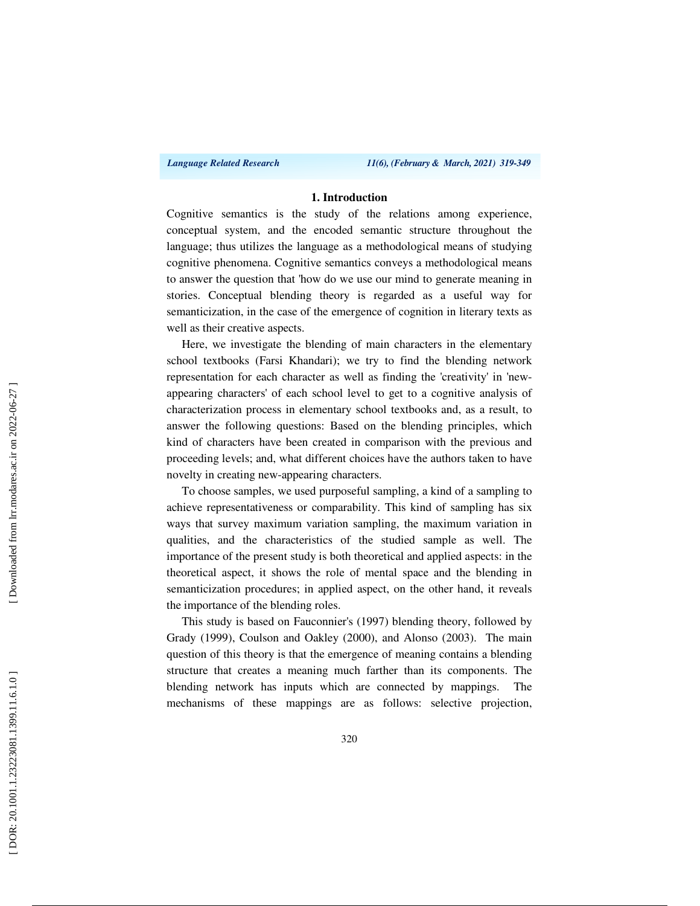## 1. Introduction

Cognitive semantics is the study of the relations among experience, conceptual system, and the encoded semantic structure throughout the language; thus utilizes the language as a methodological means of studying cognitive phenomena. Cognitive semantics conveys a methodological means to answer the question that 'how do we use our mind to generate meaning in stories. Conceptual blending theory is regarded as a useful way for semanticization, in the case of the emergence of cognition in literary texts as well as their creative aspects.

Here, we investigate the blending of main characters in the elementary school textbooks (Farsi Khandari); we try to find the blending network representation for each character as well as finding the 'creativity' in 'new-appearing characters' of each school level to get to a cognitive analysis of characterization process in elementary school textbooks and, as a result, to answer the following questions: Based on the blending principles, which kind of characters have been created in comparison with the previous and proceeding levels; and, what different choices have the authors taken to have novelty in creating new-appearing characters.

To choose samples, we used purposeful sampling, a kind of a sampling to achieve representativeness or comparability. This kind of sampling has six ways that survey maximum variation sampling, the maximum variation in qualities, and the characteristics of the studied sample as well. The importance of the present study is both theoretical and applied aspects: in the theoretical aspect, it shows the role of mental space and the blending in semanticization procedures; in applied aspect, on the other hand, it reveals the importance of the blending roles.

This study is based on Fauconnier's (1997) blending theory, followed by Grady (1999), Coulson and Oakley (2000), and Alonso (2003). The main question of this theory is that the emergence of meaning contains a blending structure that creates a meaning much farther than its components. The blending network has inputs which are connected by mappings. The mechanisms of these mappings are as follows: selective projection,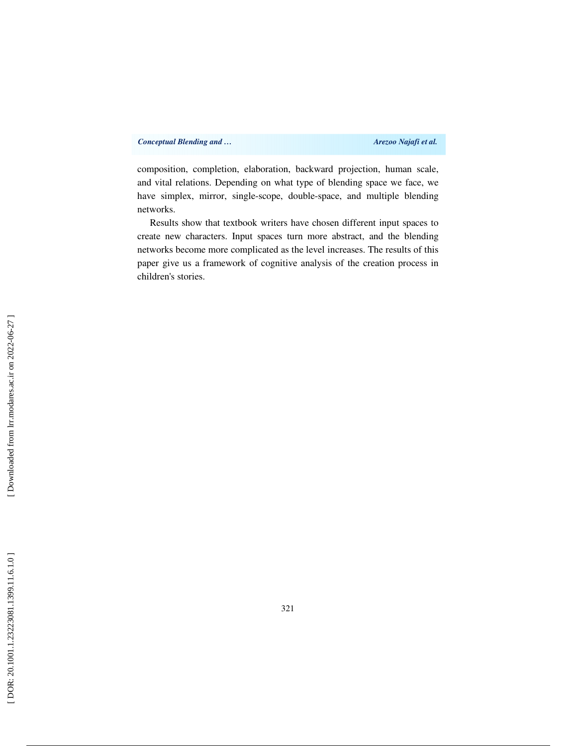composition, completion, elaboration, backward projection, human scale, and vital relations. Depending on what type of blending space we face, we have simplex, mirror, single-scope, double-space, and multiple blending networks.

Results show that textbook writers have chosen different input spaces to create new characters. Input spaces turn more abstract, and the blending networks become more complicated as the level increases. The results of this paper give us a framework of cognitive analysis of the creation process in children's stories.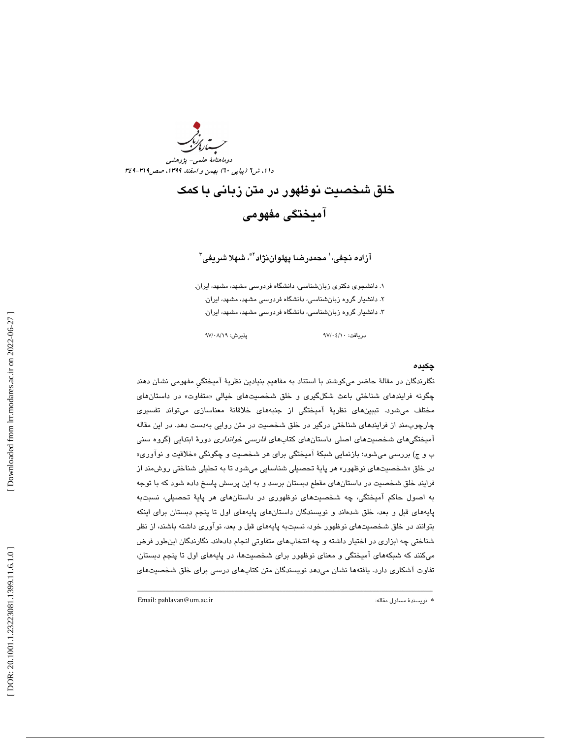# خلق شخصیت نوظهور در متن زبانی با کمک آمیختگی مفهومی

**آزاده نجفی،[1] محمدرضا پهلوان‌نژاد[2]*، شهلا شریفی[3]**

۱. دانشجوی دکتری زبان‌شناسی، دانشگاه فردوسی مشهد، مشهد، ایران.
۲. دانشیار گروه زبان‌شناسی، دانشگاه فردوسی مشهد، مشهد، ایران.
۳. دانشیار گروه زبان‌شناسی، دانشگاه فردوسی مشهد، مشهد، ایران.

دریافت: ۹۷/۰۴/۱۰  پذیرش: ۹۷/۰۸/۱۹

## چکیده

نگارندگان در مقالهٔ حاضر می‌کوشند با استناد به مفاهیم بنیادین نظریهٔ آمیختگیِ مفهومی نشان دهند چگونه فرایندهای شناختی باعث شکل‌گیری و خلق شخصیت‌های خیالی «متفاوت» در داستان‌های مختلف می‌شود. تبیین‌های نظریهٔ آمیختگی از جنبه‌های خلاقانهٔ معناسازی می‌تواند تفسیری چارچوب‌مند از فرایندهای شناختی درگیر در خلق شخصیت در متن روایی به‌دست دهد. در این مقاله آمیختگی‌های شخصیت‌های اصلی داستان‌های کتاب‌های *فارسی خوانداری* دورهٔ ابتدایی (گروه سنی ب و ج) بررسی می‌شود؛ بازنمایی شبکهٔ آمیختگی برای هر شخصیت و چگونگی «خلاقیت و نوآوری» در خلق «شخصیت‌های نوظهور» هر پایهٔ تحصیلی شناسایی می‌شود تا به تحلیلی شناختی روشن‌مند از فرایند خلق شخصیت در داستان‌های مقطع دبستان برسد و به این پرسش پاسخ داده شود که با توجه به اصول حاکم آمیختگی، چه شخصیت‌های نوظهوری در داستان‌های هر پایهٔ تحصیلی، نسبت‌به پایه‌های قبل و بعد، خلق شده‌اند و نویسندگان داستان‌های پایه‌های اول تا پنجم دبستان برای اینکه بتوانند در خلق شخصیت‌های نوظهور خود، نسبت‌به پایه‌های قبل و بعد، نوآوری داشته باشند، از نظر شناختی چه ابزاری در اختیار داشته و چه انتخاب‌های متفاوتی انجام داده‌اند. نگارندگان این‌طور فرض می‌کنند که شبکه‌های آمیختگی و معنای نوظهور برای شخصیت‌ها، در پایه‌های اول تا پنجم دبستان، تفاوت آشکاری دارد. یافته‌ها نشان می‌دهد نویسندگان متن کتاب‌های درسی برای خلق شخصیت‌های

---

* نویسندهٔ مسئول مقاله: Email: pahlavan@um.ac.ir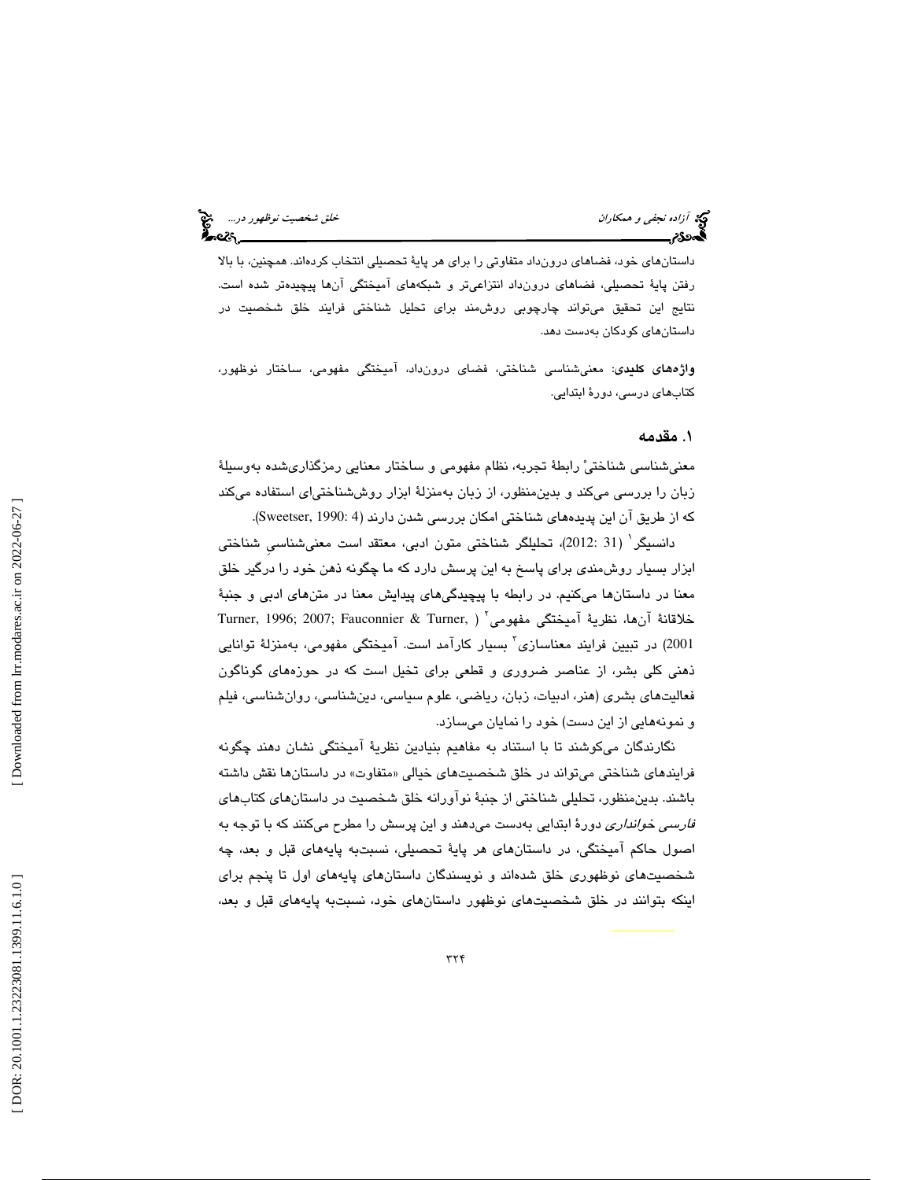داستان‌های خود، فضاهای درون‌داد متفاوتی را برای هر پایهٔ تحصیلی انتخاب کرده‌اند. همچنین، با بالا رفتن پایهٔ تحصیلی، فضاهای درون‌داد انتزاعی‌تر و شبکه‌های آمیختگی آن‌ها پیچیده‌تر شده است. نتایج این تحقیق می‌تواند چارچوبی روشمند برای تحلیل شناختی فرایند خلق شخصیت در داستان‌های کودکان به‌دست دهد.

**واژه‌های کلیدی**: معنی‌شناسی شناختی، فضای درون‌داد، آمیختگی مفهومی، ساختار نوظهور، کتاب‌های درسی، دورهٔ ابتدایی.

## ۱. مقدمه

معنی‌شناسی شناختی رابطهٔ تجربه، نظام مفهومی و ساختار معنایی رمزگذاری‌شده به‌وسیلهٔ زبان را بررسی می‌کند و بدین‌منظور، از زبان به‌منزلهٔ ابزار روش‌شناختی‌ای استفاده می‌کند که از طریق آن این پدیده‌های شناختی امکان بررسی شدن دارند (Sweetser, 1990: 4).

دانسیگر[۱] (2012: 31)، تحلیلگر شناختی متون ادبی، معتقد است معنی‌شناسیِ شناختی ابزار بسیار روشمندی برای پاسخ به این پرسش دارد که ما چگونه ذهن خود را درگیر خلق معنا در داستان‌ها می‌کنیم. در رابطه با پیچیدگی‌های پیدایش معنا در متن‌های ادبی و جنبهٔ خلاقانهٔ آن‌ها، نظریهٔ آمیختگی مفهومی[۲] (Turner, 1996; 2007; Fauconnier & Turner, 2001) در تبیین فرایند معناسازی[۳] بسیار کارآمد است. آمیختگی مفهومی، به‌منزلهٔ توانایی ذهنی کلی بشر، از عناصر ضروری و قطعی برای تخیل است که در حوزه‌های گوناگون فعالیت‌های بشری (هنر، ادبیات، زبان، ریاضی، علوم سیاسی، دین‌شناسی، روان‌شناسی، فیلم و نمونه‌هایی از این دست) خود را نمایان می‌سازد.

نگارندگان می‌کوشند تا با استناد به مفاهیم بنیادین نظریهٔ آمیختگی نشان دهند چگونه فرایندهای شناختی می‌تواند در خلق شخصیت‌های خیالی «متفاوت» در داستان‌ها نقش داشته باشند. بدین‌منظور، تحلیلی شناختی از جنبهٔ نوآورانه خلق شخصیت در داستان‌های کتاب‌های *فارسی خوانداری* دورهٔ ابتدایی به‌دست می‌دهند و این پرسش را مطرح می‌کنند که با توجه به اصول حاکم آمیختگی، در داستان‌های هر پایهٔ تحصیلی، نسبت‌به پایه‌های قبل و بعد، چه شخصیت‌های نوظهوری خلق شده‌اند و نویسندگان داستان‌های پایه‌های اول تا پنجم برای اینکه بتوانند در خلق شخصیت‌های نوظهور داستان‌های خود، نسبت‌به پایه‌های قبل و بعد،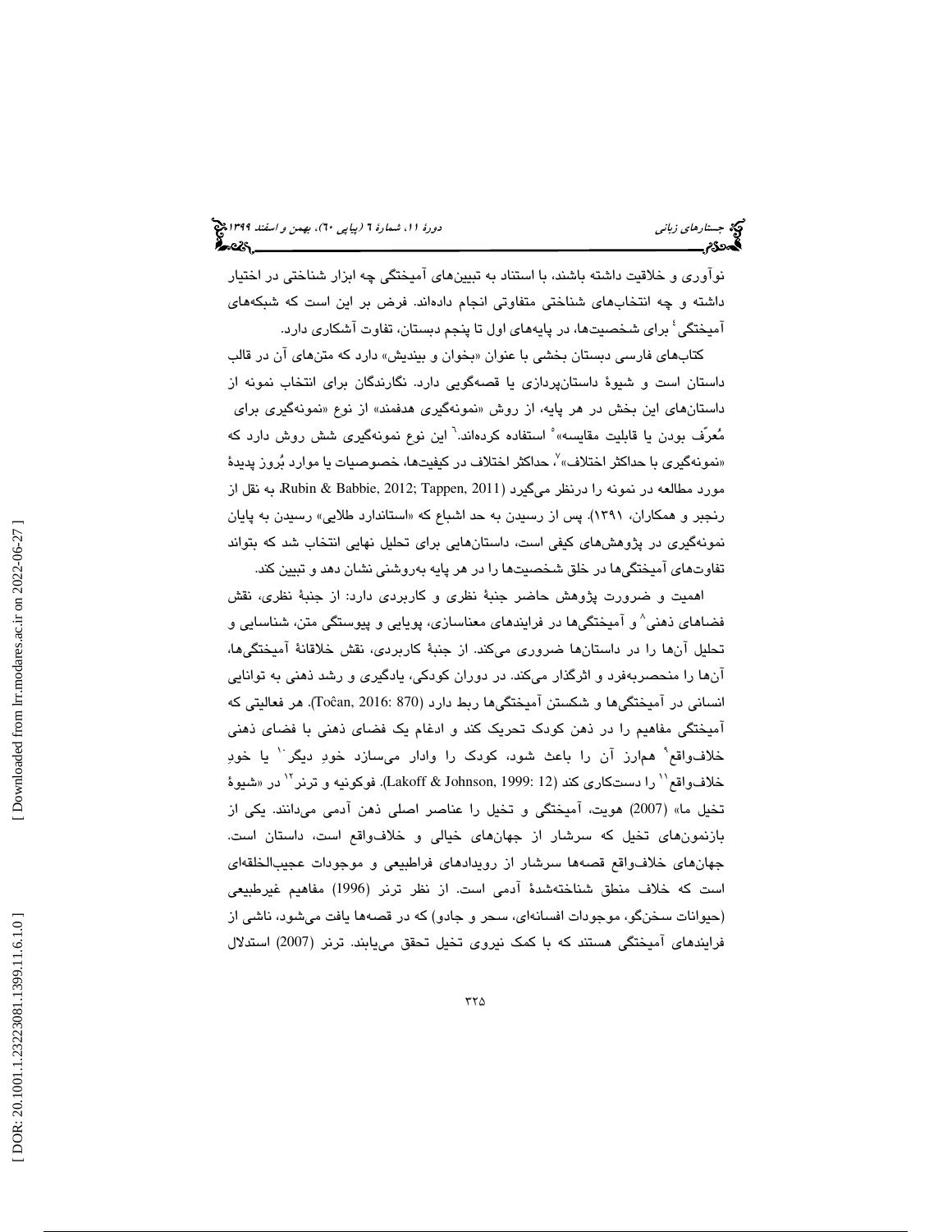نوآوری و خلاقیت داشته باشند، با استناد به تبیین‌های آمیختگی چه ابزار شناختی در اختیار داشته و چه انتخاب‌های شناختی متفاوتی انجام داده‌اند. فرض بر این است که شبکه‌های آمیختگی[4] برای شخصیت‌ها، در پایه‌های اول تا پنجم دبستان، تفاوت آشکاری دارد.

کتاب‌های فارسی دبستان بخشی با عنوان «بخوان و بیندیش» دارد که متن‌های آن در قالب داستان است و شیوهٔ داستان‌پردازی یا قصه‌گویی دارد. نگارندگان برای انتخاب نمونه از داستان‌های این بخش در هر پایه، از روش «نمونه‌گیری هدفمند» از نوع «نمونه‌گیری برای مُعرّف بودن یا قابلیت مقایسه»[5] استفاده کرده‌اند.[6] این نوع نمونه‌گیری شش روش دارد که «نمونه‌گیری با حداکثر اختلاف»[7]، حداکثر اختلاف در کیفیت‌ها، خصوصیات یا موارد بُروز پدیدهٔ مورد مطالعه در نمونه را درنظر می‌گیرد (Rubin & Babbie, 2012; Tappen, 2011، به نقل از رنجبر و همکاران، ۱۳۹۱). پس از رسیدن به حد اشباع که «استاندارد طلایی» رسیدن به پایان نمونه‌گیری در پژوهش‌های کیفی است، داستان‌هایی برای تحلیل نهایی انتخاب شد که بتواند تفاوت‌های آمیختگی‌ها در خلق شخصیت‌ها را در هر پایه به‌روشنی نشان دهد و تبیین کند.

اهمیت و ضرورت پژوهش حاضر جنبهٔ نظری و کاربردی دارد: از جنبهٔ نظری، نقش فضاهای ذهنی[8] و آمیختگی‌ها در فرایندهای معناسازی، پویایی و پیوستگی متن، شناسایی و تحلیل آن‌ها را در داستان‌ها ضروری می‌کند. از جنبهٔ کاربردی، نقش خلاقانهٔ آمیختگی‌ها، آن‌ها را منحصربه‌فرد و اثرگذار می‌کند. در دوران کودکی، یادگیری و رشد ذهنی به توانایی انسانی در آمیختگی‌ها و شکستن آمیختگی‌ها ربط دارد (Toĉan, 2016: 870). هر فعالیتی که آمیختگی مفاهیم را در ذهن کودک تحریک کند و ادغام یک فضای ذهنی با فضای ذهنی خلاف‌واقع[9] هم‌ارز آن را باعث شود، کودک را وادار می‌سازد خودِ دیگر[10] یا خودِ خلاف‌واقع[11] را دست‌کاری کند (Lakoff & Johnson, 1999: 12). فوکونیه و ترنر[12] در «شیوهٔ تخیل ما» (2007) هویت، آمیختگی و تخیل را عناصر اصلی ذهن آدمی می‌دانند. یکی از بازنمون‌های تخیل که سرشار از جهان‌های خیالی و خلاف‌واقع است، داستان است. جهان‌های خلاف‌واقع قصه‌ها سرشار از رویدادهای فراطبیعی و موجودات عجیب‌الخلقه‌ای است که خلاف منطق شناخته‌شدهٔ آدمی است. از نظر ترنر (1996) مفاهیم غیرطبیعی (حیوانات سخن‌گو، موجودات افسانه‌ای، سحر و جادو) که در قصه‌ها یافت می‌شود، ناشی از فرایندهای آمیختگی هستند که با کمک نیروی تخیل تحقق می‌یابند. ترنر (2007) استدلال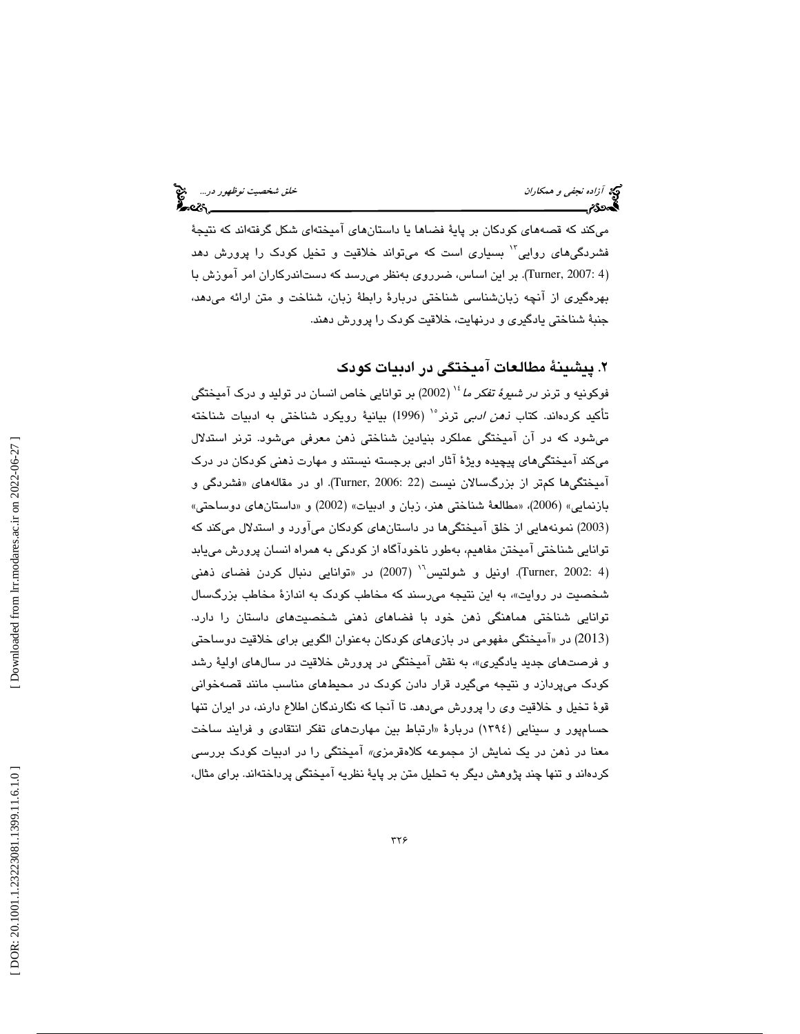می‌کند که قصه‌های کودکان بر پایهٔ فضاها یا داستان‌های آمیخته‌ای شکل گرفته‌اند که نتیجهٔ فشردگی‌های روایی[۱۳] بسیاری است که می‌تواند خلاقیت و تخیل کودک را پرورش دهد (Turner, 2007: 4). بر این اساس، ضروری به‌نظر می‌رسد که دست‌اندرکاران امر آموزش با بهره‌گیری از آنچه زبان‌شناسی شناختی دربارهٔ رابطهٔ زبان، شناخت و متن ارائه می‌دهد، جنبهٔ شناختی یادگیری و درنهایت، خلاقیت کودک را پرورش دهند.

## ۲. پیشینهٔ مطالعات آمیختگی در ادبیات کودک

فوکونیه و ترنر در *شیوهٔ تفکر ما*[۱۴] (2002) بر توانایی خاص انسان در تولید و درک آمیختگی تأکید کرده‌اند. کتاب *ذهن ادبی* ترنر[۱۵] (1996) بیانیهٔ رویکرد شناختی به ادبیات شناخته می‌شود که در آن آمیختگی عملکرد بنیادین شناختی ذهن معرفی می‌شود. ترنر استدلال می‌کند آمیختگی‌های پیچیده ویژهٔ آثار ادبی برجسته نیستند و مهارت ذهنی کودکان در درک آمیختگی‌ها کم‌تر از بزرگسالان نیست (Turner, 2006: 22). او در مقاله‌های «فشردگی و بازنمایی» (2006)، «مطالعهٔ شناختی هنر، زبان و ادبیات» (2002) و «داستان‌های دوساحتی» (2003) نمونه‌هایی از خلق آمیختگی‌ها در داستان‌های کودکان می‌آورد و استدلال می‌کند که توانایی شناختی آمیختن مفاهیم، به‌طور ناخودآگاه از کودکی به همراه انسان پرورش می‌یابد (Turner, 2002: 4). اونیل و شولتیس[۱۶] (2007) در «توانایی دنبال کردن فضای ذهنی شخصیت در روایت»، به این نتیجه می‌رسند که مخاطب کودک به اندازهٔ مخاطب بزرگسال توانایی شناختی هماهنگی ذهن خود با فضاهای ذهنی شخصیت‌های داستان را دارد. (2013) در «آمیختگی مفهومی در بازی‌های کودکان به‌عنوان الگویی برای خلاقیت دوساحتی و فرصت‌های جدید یادگیری»، به نقش آمیختگی در پرورش خلاقیت در سال‌های اولیهٔ رشد کودک می‌پردازد و نتیجه می‌گیرد قرار دادن کودک در محیط‌های مناسب مانند قصه‌خوانی قوهٔ تخیل و خلاقیت وی را پرورش می‌دهد. تا آنجا که نگارندگان اطلاع دارند، در ایران تنها حسام‌پور و سینایی (۱۳۹٤) دربارهٔ «ارتباط بین مهارت‌های تفکر انتقادی و فرایند ساخت معنا در ذهن در یک نمایش از مجموعه کلاه‌قرمزی» آمیختگی را در ادبیات کودک بررسی کرده‌اند و تنها چند پژوهش دیگر به تحلیل متن بر پایهٔ نظریه آمیختگی پرداخته‌اند. برای مثال،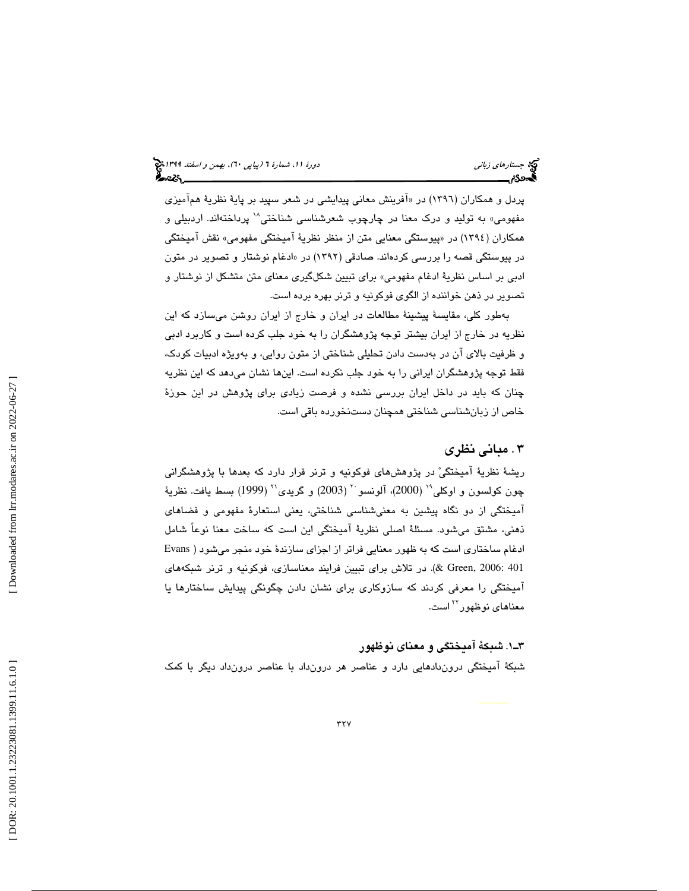پردل و همکاران (۱۳۹۶) در «آفرینش معانی پیدایشی در شعر سپید بر پایهٔ نظریهٔ هم‌آمیزی مفهومی» به تولید و درک معنا در چارچوب شعرشناسی شناختی[۱۸] پرداخته‌اند. اردبیلی و همکاران (۱۳۹۴) در «پیوستگی معنایی متن از منظر نظریهٔ آمیختگی مفهومی» نقش آمیختگی در پیوستگی قصه را بررسی کرده‌اند. صادقی (۱۳۹۲) در «ادغام نوشتار و تصویر در متون ادبی بر اساس نظریهٔ ادغام مفهومی» برای تبیین شکل‌گیری معنای متن متشکل از نوشتار و تصویر در ذهن خواننده از الگوی فوکونیه و ترنر بهره برده است.

به‌طور کلی، مقایسهٔ پیشینهٔ مطالعات در ایران و خارج از ایران روشن می‌سازد که این نظریه در خارج از ایران بیشتر توجه پژوهشگران را به خود جلب کرده است و کاربرد ادبی و ظرفیت بالای آن در به‌دست دادن تحلیلی شناختی از متون روایی، و به‌ویژه ادبیات کودک، فقط توجه پژوهشگران ایرانی را به خود جلب نکرده است. این‌ها نشان می‌دهد که این نظریه چنان که باید در داخل ایران بررسی نشده و فرصت زیادی برای پژوهش در این حوزهٔ خاص از زبان‌شناسی شناختی همچنان دست‌نخورده باقی است.

## ۳. مبانی نظری

ریشهٔ نظریهٔ آمیختگی در پژوهش‌های فوکونیه و ترنر قرار دارد که بعدها با پژوهشگرانی چون کولسون و اوکلی[۱۹] (2000)، آلونسو[۲۰] (2003) و گریدی[۲۱] (1999) بسط یافت. نظریهٔ آمیختگی از دو نگاه پیشین به معنی‌شناسی شناختی، یعنی استعارهٔ مفهومی و فضاهای ذهنی، مشتق می‌شود. مسئلهٔ اصلی نظریهٔ آمیختگی این است که ساخت معنا نوعاً شامل ادغام ساختاری است که به ظهور معنایی فراتر از اجزای سازندهٔ خود منجر می‌شود (Evans & Green, 2006: 401). در تلاش برای تبیین فرایند معناسازی، فوکونیه و ترنر شبکه‌های آمیختگی را معرفی کردند که سازوکاری برای نشان دادن چگونگی پیدایش ساختارها یا معناهای نوظهور[۲۲] است.

### ۳ـ۱. شبکهٔ آمیختگی و معنای نوظهور

شبکهٔ آمیختگی درون‌دادهایی دارد و عناصر هر درون‌داد با عناصر درون‌داد دیگر با کمک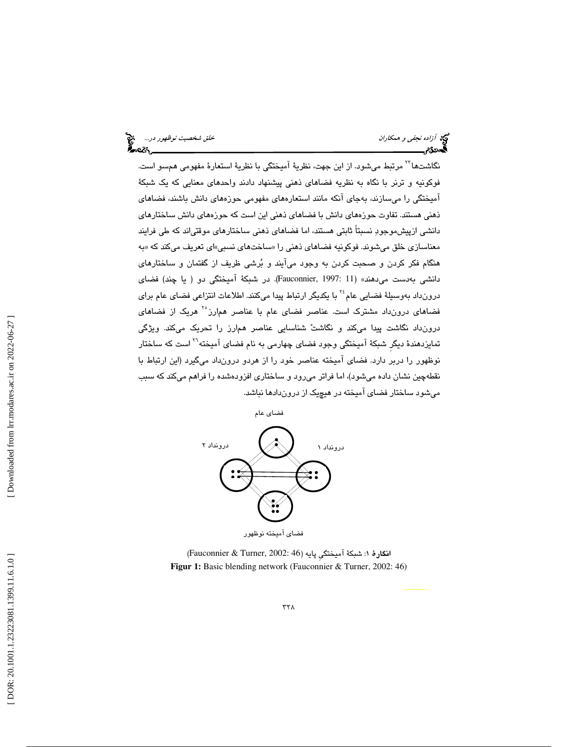نگاشت‌ها[23] مرتبط می‌شود. از این جهت، نظریهٔ آمیختگی با نظریهٔ استعارهٔ مفهومی هم‌سو است. فوکونیه و ترنر با نگاه به نظریه فضاهای ذهنی پیشنهاد دادند واحدهای معنایی که یک شبکهٔ آمیختگی را می‌سازند، به‌جای آنکه مانند استعاره‌های مفهومی حوزه‌های دانش باشند، فضاهای ذهنی هستند. تفاوت حوزه‌های دانش با فضاهای ذهنی این است که حوزه‌های دانش ساختارهای دانشی ازپیش‌موجودِ نسبتاً ثابتی هستند، اما فضاهای ذهنی ساختارهای موقتی‌اند که طی فرایند معناسازی خلق می‌شوند. فوکونیه فضاهای ذهنی را «ساخت‌های نسبی»ای تعریف می‌کند که «به هنگام فکر کردن و صحبت کردن به وجود می‌آیند و بُرشی ظریف از گفتمان و ساختارهای دانشی به‌دست می‌دهند» (Fauconnier, 1997: 11). در شبکهٔ آمیختگی دو ( یا چند) فضای درون‌داد به‌وسیلهٔ فضایی عام[24] با یکدیگر ارتباط پیدا می‌کنند. اطلاعات انتزاعی فضای عام برای فضاهای درون‌داد مشترک است. عناصر فضای عام با عناصر هم‌ارز[25] هریک از فضاهای درون‌داد نگاشت پیدا می‌کند و نگاشتْ شناسایی عناصر هم‌ارز را تحریک می‌کند. ویژگی تمایزدهندهٔ دیگرِ شبکهٔ آمیختگی وجود فضای چهارمی به نام فضای آمیخته[26] است که ساختار نوظهور را دربر دارد. فضای آمیخته عناصر خود را از هردو درون‌داد می‌گیرد (این ارتباط با نقطه‌چین نشان داده می‌شود)، اما فراتر می‌رود و ساختاری افزوده‌شده را فراهم می‌کند که سبب می‌شود ساختار فضای آمیخته در هیچ‌یک از درون‌دادها نباشد.

فضای عام

درونداد ۲

درونداد ۱

فضای آمیخته نوظهور

**انگارهٔ ۱:** شبکهٔ آمیختگیِ پایه (Fauconnier & Turner, 2002: 46)

**Figur 1:** Basic blending network (Fauconnier & Turner, 2002: 46)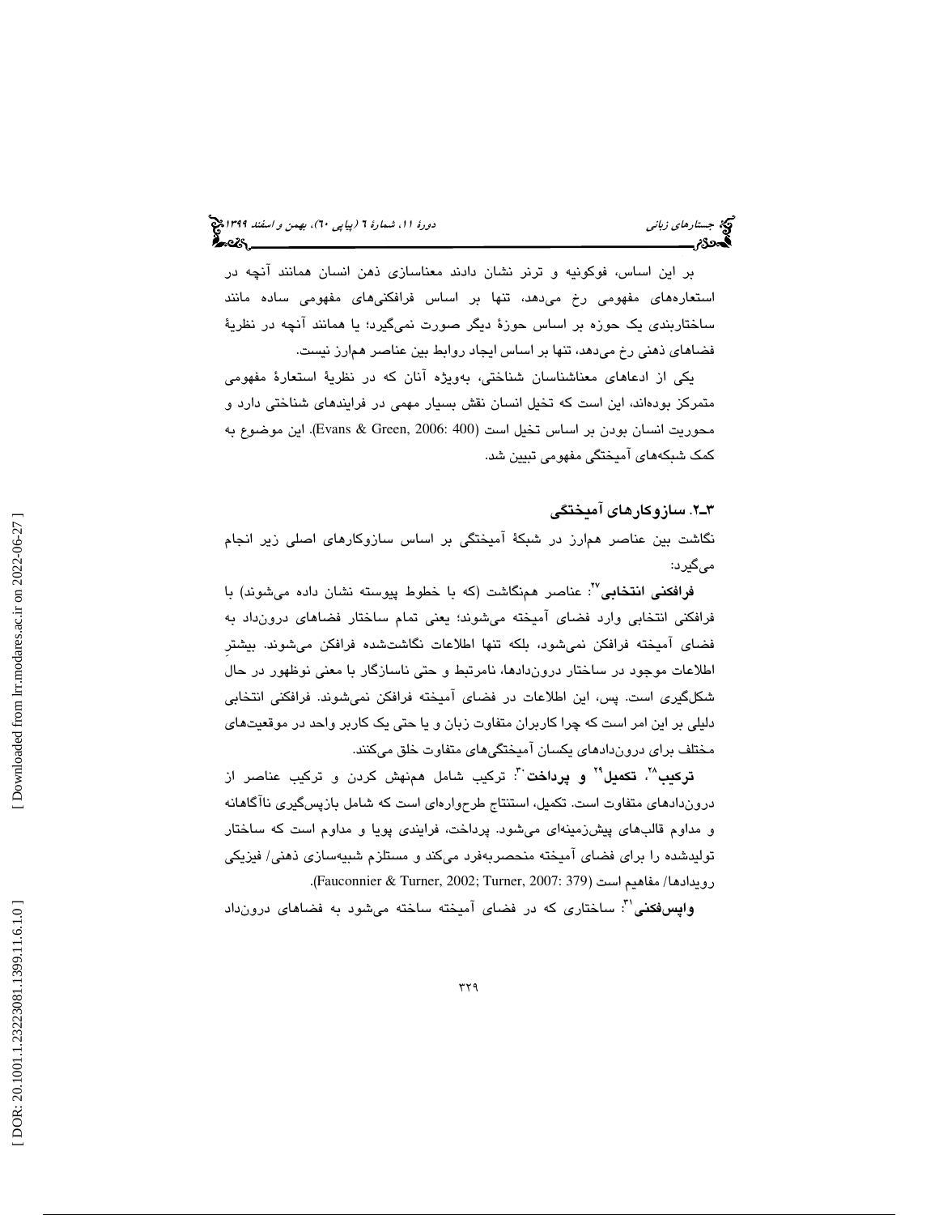بر این اساس، فوکونیه و ترنر نشان دادند معناسازی ذهن انسان همانند آنچه در استعاره‌های مفهومی رخ می‌دهد، تنها بر اساس فرافکنی‌های مفهومی ساده مانند ساختاربندی یک حوزه بر اساس حوزهٔ دیگر صورت نمی‌گیرد؛ یا همانند آنچه در نظریهٔ فضاهای ذهنی رخ می‌دهد، تنها بر اساس ایجاد روابط بین عناصر هم‌ارز نیست.

یکی از ادعاهای معناشناسان شناختی، به‌ویژه آنان که در نظریهٔ استعارهٔ مفهومی متمرکز بوده‌اند، این است که تخیل انسان نقش بسیار مهمی در فرایندهای شناختی دارد و محوریت انسان بودن بر اساس تخیل است (Evans & Green, 2006: 400). این موضوع به کمک شبکه‌های آمیختگی مفهومی تبیین شد.

### ۳ـ۲. سازوکارهای آمیختگی

نگاشت بین عناصر هم‌ارز در شبکهٔ آمیختگی بر اساس سازوکارهای اصلی زیر انجام می‌گیرد:

**فرافکنی انتخابی**[۲۷]: عناصر هم‌نگاشت (که با خطوط پیوسته نشان داده می‌شوند) با فرافکنی انتخابی وارد فضای آمیخته می‌شوند؛ یعنی تمام ساختار فضاهای درون‌داد به فضای آمیخته فرافکن نمی‌شود، بلکه تنها اطلاعات نگاشت‌شده فرافکن می‌شوند. بیشترِ اطلاعات موجود در ساختار درون‌دادها، نامرتبط و حتی ناسازگار با معنی نوظهور در حال شکل‌گیری است. پس، این اطلاعات در فضای آمیخته فرافکن نمی‌شوند. فرافکنی انتخابی دلیلی بر این امر است که چرا کاربران متفاوت زبان و یا حتی یک کاربر واحد در موقعیت‌های مختلف برای درون‌دادهای یکسان آمیختگی‌های متفاوت خلق می‌کنند.

**ترکیب**[۲۸]، **تکمیل**[۲۹] **و پرداخت**[۳۰]: ترکیب شامل هم‌نهش کردن و ترکیب عناصر از درون‌دادهای متفاوت است. تکمیل، استنتاج طرح‌واره‌ای است که شامل بازپس‌گیری ناآگاهانه و مداوم قالب‌های پیش‌زمینه‌ای می‌شود. پرداخت، فرایندی پویا و مداوم است که ساختار تولیدشده را برای فضای آمیخته منحصربه‌فرد می‌کند و مستلزم شبیه‌سازی ذهنی/ فیزیکی رویدادها/ مفاهیم است (Fauconnier & Turner, 2002; Turner, 2007: 379).

**واپس‌فکنی**[۳۱]: ساختاری که در فضای آمیخته ساخته می‌شود به فضاهای درون‌داد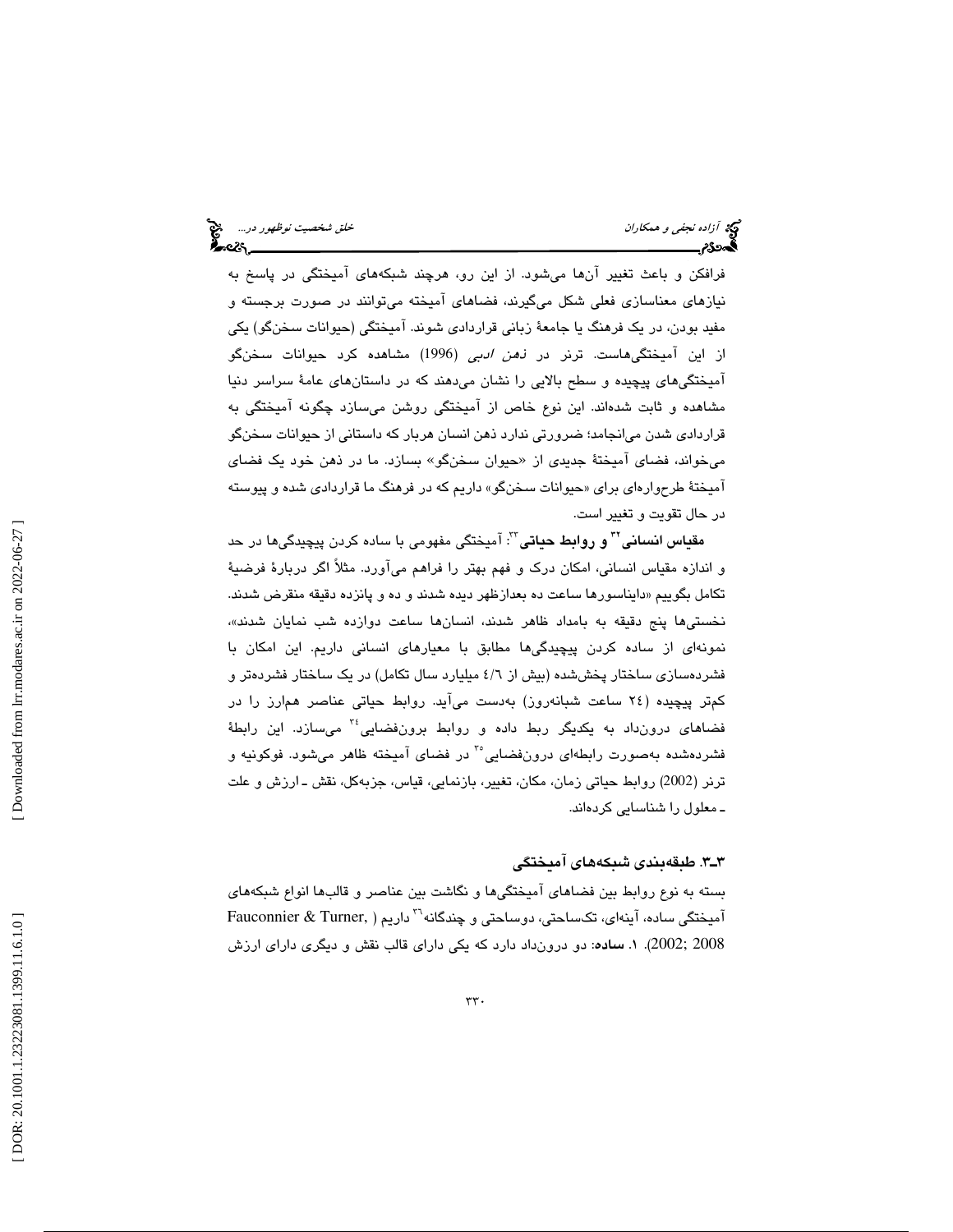فرافکن و باعث تغییر آن‌ها می‌شود. از این رو، هرچند شبکه‌های آمیختگی در پاسخ به نیازهای معناسازی فعلی شکل می‌گیرند، فضاهای آمیخته می‌توانند در صورت برجسته و مفید بودن، در یک فرهنگ یا جامعهٔ زبانی قراردادی شوند. آمیختگی (حیوانات سخن‌گو) یکی از این آمیختگی‌هاست. ترنر در *ذهن ادبی* (1996) مشاهده کرد حیوانات سخن‌گو آمیختگی‌های پیچیده و سطح بالایی را نشان می‌دهند که در داستان‌های عامهٔ سراسر دنیا مشاهده و ثابت شده‌اند. این نوع خاص از آمیختگی روشن می‌سازد چگونه آمیختگی به قراردادی شدن می‌انجامد؛ ضرورتی ندارد ذهن انسان هربار که داستانی از حیوانات سخن‌گو می‌خواند، فضای آمیختهٔ جدیدی از «حیوان سخن‌گو» بسازد. ما در ذهن خود یک فضای آمیختهٔ طرح‌واره‌ای برای «حیوانات سخن‌گو» داریم که در فرهنگ ما قراردادی شده و پیوسته در حال تقویت و تغییر است.

**مقیاس انسانی**[32] **و روابط حیاتی**[33]: آمیختگی مفهومی با ساده کردن پیچیدگی‌ها در حد و اندازهٔ مقیاس انسانی، امکان درک و فهم بهتر را فراهم می‌آورد. مثلاً اگر دربارهٔ فرضیهٔ تکامل بگوییم «دایناسورها ساعت ده بعدازظهر دیده شدند و ده و پانزده دقیقه منقرض شدند. نخستی‌ها پنج دقیقه به بامداد ظاهر شدند، انسان‌ها ساعت دوازده شب نمایان شدند»، نمونه‌ای از ساده کردن پیچیدگی‌ها مطابق با معیارهای انسانی داریم. این امکان با فشرده‌سازی ساختار پخش‌شده (بیش از ٤/٦ میلیارد سال تکامل) در یک ساختار فشرده‌تر و کم‌تر پیچیده (٢٤ ساعت شبانه‌روز) به‌دست می‌آید. روابط حیاتی عناصر هم‌ارز را در فضاهای درون‌داد به یکدیگر ربط داده و روابط برون‌فضایی[34] می‌سازد. این رابطهٔ فشرده‌شده به‌صورت رابطه‌ای درون‌فضایی[35] در فضای آمیخته ظاهر می‌شود. فوکونیه و ترنر (2002) روابط حیاتی زمان، مکان، تغییر، بازنمایی، قیاس، جزءبه‌کل، نقش ـ ارزش و علت ـ معلول را شناسایی کرده‌اند.

### ٣ـ٣. طبقه‌بندی شبکه‌های آمیختگی

بسته به نوع روابط بین فضاهای آمیختگی‌ها و نگاشت بین عناصر و قالب‌ها انواع شبکه‌های آمیختگی ساده، آینه‌ای، تک‌ساحتی، دوساحتی و چندگانه[36] داریم (Fauconnier & Turner, 2002; 2008). ١. **ساده**: دو درون‌داد دارد که یکی دارای قالب نقش و دیگری دارای ارزش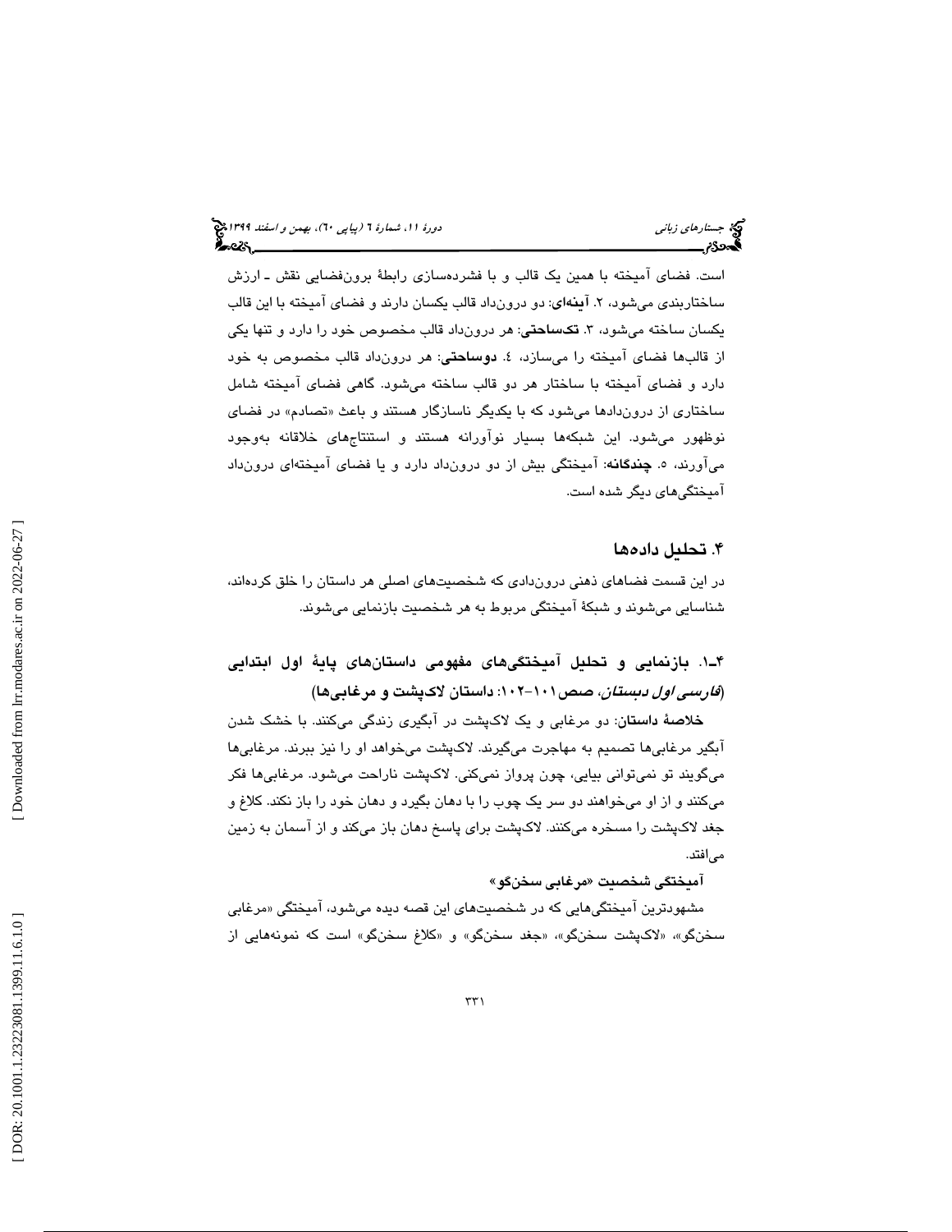است. فضای آمیخته با همین یک قالب و با فشرده‌سازی رابطهٔ برون‌فضایی نقش ـ ارزش ساختاربندی می‌شود، ۲. **آینه‌ای**: دو درون‌داد قالب یکسان دارند و فضای آمیخته با این قالب یکسان ساخته می‌شود، ۳. **تک‌ساحتی**: هر درون‌داد قالب مخصوص خود را دارد و تنها یکی از قالب‌ها فضای آمیخته را می‌سازد، ٤. **دوساحتی**: هر درون‌داد قالب مخصوص به خود دارد و فضای آمیخته با ساختار هر دو قالب ساخته می‌شود. گاهی فضای آمیخته شامل ساختاری از درون‌دادها می‌شود که با یکدیگر ناسازگار هستند و باعث «تصادم» در فضای نوظهور می‌شود. این شبکه‌ها بسیار نوآورانه هستند و استنتاج‌های خلاقانه به‌وجود می‌آورند، ٥. **چندگانه**: آمیختگی بیش از دو درون‌داد دارد و یا فضای آمیخته‌ای درون‌داد آمیختگی‌های دیگر شده است.

## ۴. تحلیل داده‌ها

در این قسمت فضاهای ذهنی درون‌دادی که شخصیت‌های اصلی هر داستان را خلق کرده‌اند، شناسایی می‌شوند و شبکهٔ آمیختگی مربوط به هر شخصیت بازنمایی می‌شوند.

### ۴ـ۱. بازنمایی و تحلیل آمیختگی‌های مفهومی داستان‌های پایهٔ اول ابتدایی (*فارسی اول دبستان*، صص۱۰۱-۱۰۲: داستان لاک‌پشت و مرغابی‌ها)

**خلاصهٔ داستان**: دو مرغابی و یک لاک‌پشت در آبگیری زندگی می‌کنند. با خشک شدن آبگیر مرغابی‌ها تصمیم به مهاجرت می‌گیرند. لاک‌پشت می‌خواهد او را نیز ببرند. مرغابی‌ها می‌گویند تو نمی‌توانی بیایی، چون پرواز نمی‌کنی. لاک‌پشت ناراحت می‌شود. مرغابی‌ها فکر می‌کنند و از او می‌خواهند دو سر یک چوب را با دهان بگیرد و دهان خود را باز نکند. کلاغ و جغد لاک‌پشت را مسخره می‌کنند. لاک‌پشت برای پاسخ دهان باز می‌کند و از آسمان به زمین می‌افتد.

**آمیختگی شخصیت «مرغابی سخن‌گو»**

مشهودترین آمیختگی‌هایی که در شخصیت‌های این قصه دیده می‌شود، آمیختگی «مرغابی سخن‌گو»، «لاک‌پشت سخن‌گو»، «جغد سخن‌گو» و «کلاغ سخن‌گو» است که نمونه‌هایی از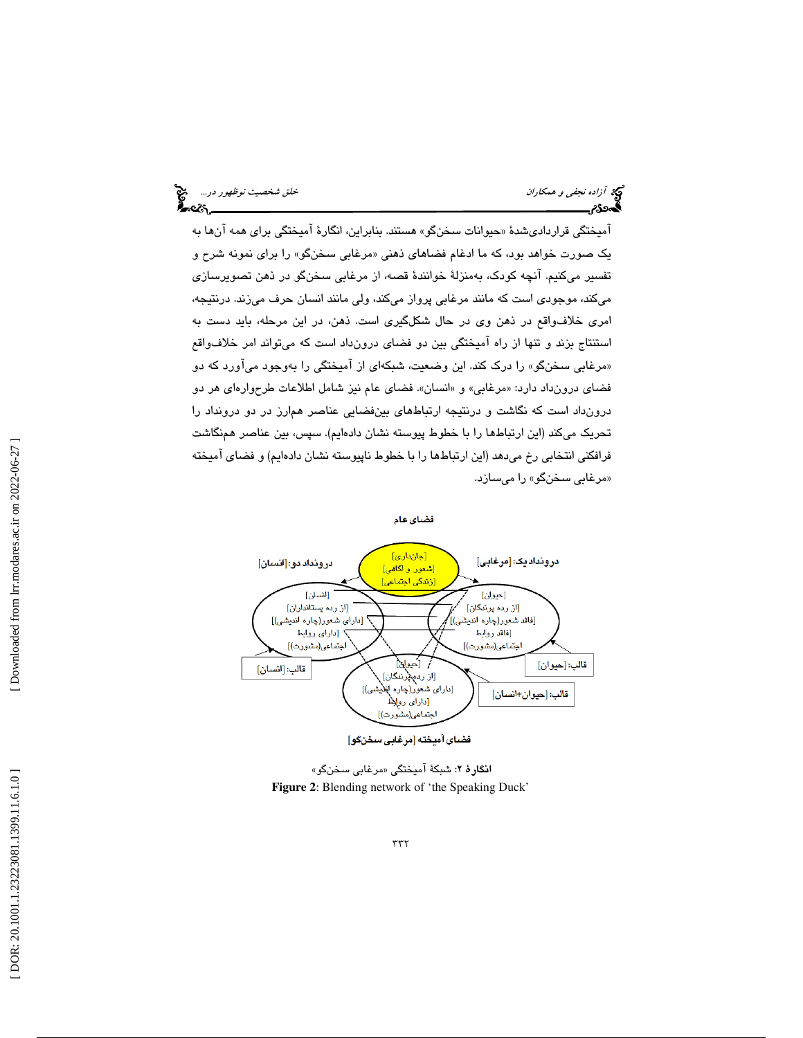آمیختگی قراردادی‌شدهٔ «حیوانات سخنگو» هستند. بنابراین، انگارهٔ آمیختگی برای همه آن‌ها به یک صورت خواهد بود، که ما ادغام فضاهای ذهنی «مرغابی سخنگو» را برای نمونه شرح و تفسیر می‌کنیم. آنچه کودک، به‌منزلهٔ خوانندهٔ قصه، از مرغابی سخنگو در ذهن تصویرسازی می‌کند، موجودی است که مانند مرغابی پرواز می‌کند، ولی مانند انسان حرف می‌زند. درنتیجه، امری خلاف‌واقع در ذهن وی در حال شکل‌گیری است. ذهن، در این مرحله، باید دست به استنتاج بزند و تنها از راه آمیختگی بین دو فضای درون‌داد است که می‌تواند امر خلاف‌واقع «مرغابی سخنگو» را درک کند. این وضعیت، شبکه‌ای از آمیختگی را به‌وجود می‌آورد که دو فضای درون‌داد دارد: «مرغابی» و «انسان». فضای عام نیز شامل اطلاعات طرح‌واره‌ای هر دو درون‌داد است که نگاشت و درنتیجه ارتباط‌های بین‌فضایی عناصر هم‌ارز در دو درونداد را تحریک می‌کند (این ارتباط‌ها را با خطوط پیوسته نشان داده‌ایم). سپس، بین عناصر هم‌نگاشت فرافکنی انتخابی رخ می‌دهد (این ارتباط‌ها را با خطوط ناپیوسته نشان داده‌ایم) و فضای آمیخته «مرغابی سخنگو» را می‌سازد.

فضای عام

[جان‌داری]
[شعور و اگاهی]
[زندگی اجتماعی]

درونداد یک: [مرغابی]

[حیوان]
[از رده پرندگان]
[فاقد شعور(چاره اندیشی)]
[فاقد روابط اجتماعی(مشورت)]

درونداد دو: [انسان]

[انسان]
[از رده پستانداران]
[دارای شعور(چاره اندیشی)]
[دارای روابط اجتماعی(مشورت)]

قالب: [انسان]

قالب: [حیوان]

قالب: [حیوان+انسان]

[حیوان]
[از رده پرندگان]
[دارای شعور(چاره اندیشی)]
[دارای روابط اجتماعی(مشورت)]

فضای آمیخته [مرغابی سخنگو]

**انگارهٔ ۲**: شبکهٔ آمیختگی «مرغابی سخنگو»

**Figure 2**: Blending network of 'the Speaking Duck'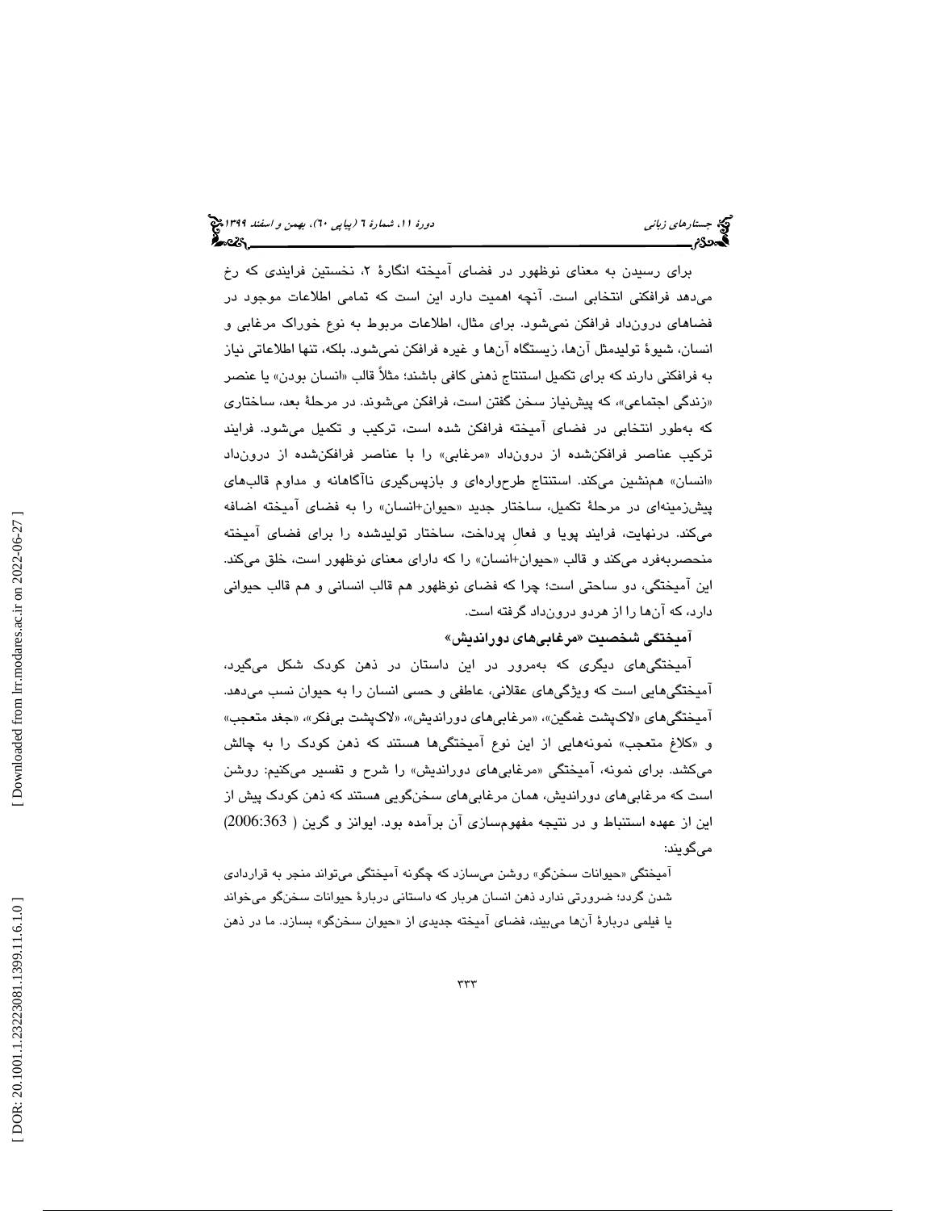برای رسیدن به معنای نوظهور در فضای آمیخته انگارهٔ ۲، نخستین فرایندی که رخ می‌دهد فرافکنی انتخابی است. آنچه اهمیت دارد این است که تمامی اطلاعات موجود در فضاهای درون‌داد فرافکن نمی‌شود. برای مثال، اطلاعات مربوط به نوع خوراک مرغابی و انسان، شیوهٔ تولیدمثل آن‌ها، زیستگاه آن‌ها و غیره فرافکن نمی‌شود. بلکه، تنها اطلاعاتی نیاز به فرافکنی دارند که برای تکمیل استنتاج ذهنی کافی باشند؛ مثلاً قالب «انسان بودن» یا عنصر «زندگی اجتماعی»، که پیش‌نیاز سخن گفتن است، فرافکن می‌شوند. در مرحلهٔ بعد، ساختاری که به‌طور انتخابی در فضای آمیخته فرافکن شده است، ترکیب و تکمیل می‌شود. فرایند ترکیب عناصر فرافکن‌شده از درون‌داد «مرغابی» را با عناصر فرافکن‌شده از درون‌داد «انسان» هم‌نشین می‌کند. استنتاج طرح‌واره‌ای و بازپس‌گیری ناآگاهانه و مداوم قالب‌های پیش‌زمینه‌ای در مرحلهٔ تکمیل، ساختار جدید «حیوان+انسان» را به فضای آمیخته اضافه می‌کند. درنهایت، فرایند پویا و فعالِ پرداخت، ساختار تولیدشده را برای فضای آمیخته منحصربه‌فرد می‌کند و قالب «حیوان+انسان» را که دارای معنای نوظهور است، خلق می‌کند. این آمیختگی، دو ساحتی است؛ چرا که فضای نوظهور هم قالب انسانی و هم قالب حیوانی دارد، که آن‌ها را از هردو درون‌داد گرفته است.

## آمیختگی شخصیت «مرغابی‌های دورواندیش»

آمیختگی‌های دیگری که به‌مرور در این داستان در ذهن کودک شکل می‌گیرد، آمیختگی‌هایی است که ویژگی‌های عقلانی، عاطفی و حسی انسان را به حیوان نسب می‌دهد. آمیختگی‌های «لاک‌پشت غمگین»، «مرغابی‌های دورواندیش»، «لاک‌پشت بی‌فکر»، «جغد متعجب» و «کلاغ متعجب» نمونه‌هایی از این نوع آمیختگی‌ها هستند که ذهن کودک را به چالش می‌کشد. برای نمونه، آمیختگی «مرغابی‌های دورواندیش» را شرح و تفسیر می‌کنیم: روشن است که مرغابی‌های دورواندیش، همان مرغابی‌های سخن‌گویی هستند که ذهن کودک پیش از این از عهده استنباط و در نتیجه مفهوم‌سازی آن برآمده بود. ایوانز و گرین (2006:363) می‌گویند:

> آمیختگی «حیوانات سخن‌گو» روشن می‌سازد که چگونه آمیختگی می‌تواند منجر به قراردادی شدن گردد؛ ضرورتی ندارد ذهن انسان هربار که داستانی دربارهٔ حیوانات سخن‌گو می‌خواند یا فیلمی دربارهٔ آن‌ها می‌بیند، فضای آمیخته جدیدی از «حیوان سخن‌گو» بسازد. ما در ذهن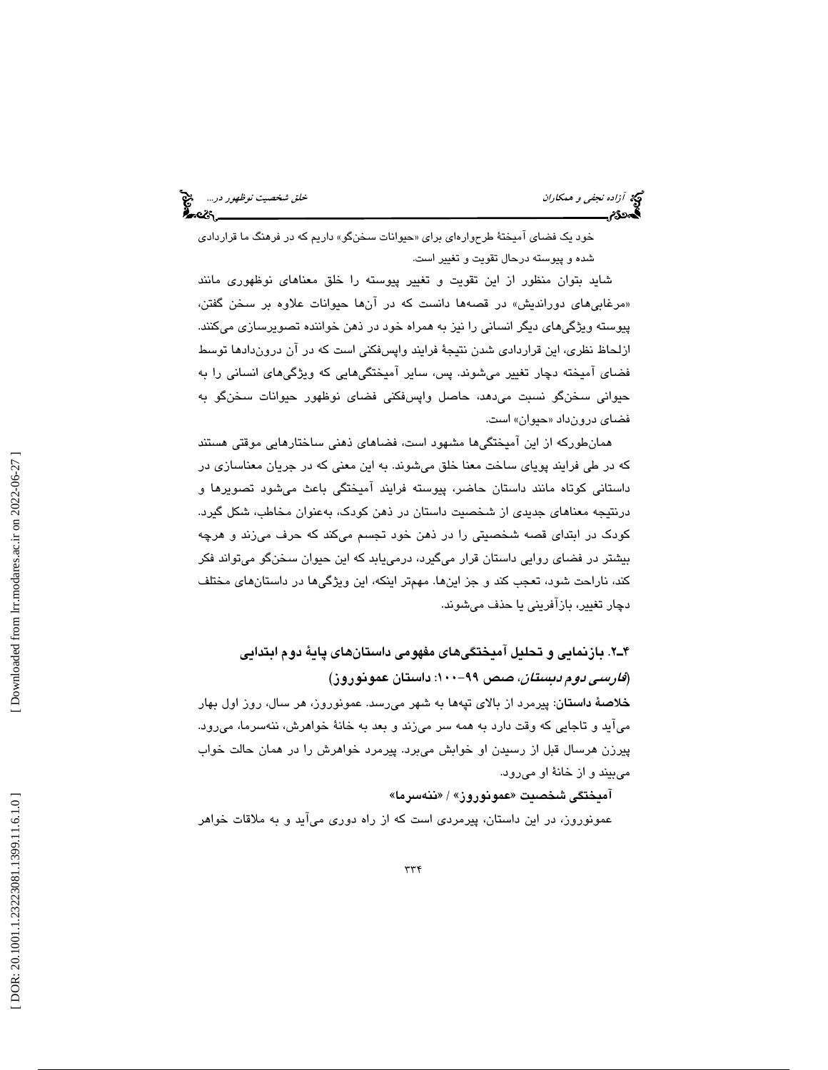خود یک فضای آمیختهٔ طرح‌واره‌ای برای «حیوانات سخن‌گو» داریم که در فرهنگ ما قراردادی شده و پیوسته درحال تقویت و تغییر است.

شاید بتوان منظور از این تقویت و تغییر پیوسته را خلق معناهای نوظهوری مانند «مرغابی‌های دوراندیش» در قصه‌ها دانست که در آن‌ها حیوانات علاوه بر سخن گفتن، پیوسته ویژگی‌های دیگر انسانی را نیز به همراه خود در ذهن خواننده تصویرسازی می‌کنند. ازلحاظ نظری، این قراردادی شدن نتیجهٔ فرایند واپس‌فکنی است که در آن درون‌دادها توسط فضای آمیخته دچار تغییر می‌شوند. پس، سایر آمیختگی‌هایی که ویژگی‌های انسانی را به حیوانی سخن‌گو نسبت می‌دهد، حاصل واپس‌فکنی فضای نوظهور حیوانات سخن‌گو به فضای درون‌داد «حیوان» است.

همان‌طورکه از این آمیختگی‌ها مشهود است، فضاهای ذهنی ساختارهایی موقتی هستند که در طی فرایند پویای ساخت معنا خلق می‌شوند. به این معنی که در جریان معناسازی در داستانی کوتاه مانند داستان حاضر، پیوسته فرایند آمیختگی باعث می‌شود تصویرها و درنتیجه معناهای جدیدی از شخصیت داستان در ذهن کودک، به‌عنوان مخاطب، شکل گیرد. کودک در ابتدای قصه شخصیتی را در ذهن خود تجسم می‌کند که حرف می‌زند و هرچه بیشتر در فضای روایی داستان قرار می‌گیرد، درمی‌یابد که این حیوان سخن‌گو می‌تواند فکر کند، ناراحت شود، تعجب کند و جز این‌ها. مهمتر اینکه، این ویژگی‌ها در داستان‌های مختلف دچار تغییر، بازآفرینی یا حذف می‌شوند.

### ۴ـ۲. بازنمایی و تحلیل آمیختگی‌های مفهومی داستان‌های پایهٔ دوم ابتدایی (*فارسی دوم دبستان*، صص ۹۹-۱۰۰: داستان عمونوروز)

**خلاصهٔ داستان**: پیرمرد از بالای تپه‌ها به شهر می‌رسد. عمونوروز، هر سال، روز اول بهار می‌آید و تاجایی که وقت دارد به همه سر می‌زند و بعد به خانهٔ خواهرش، ننه‌سرما، می‌رود. پیرزن هرسال قبل از رسیدن او خوابش می‌برد. پیرمرد خواهرش را در همان حالت خواب می‌بیند و از خانهٔ او می‌رود.

**آمیختگی شخصیت «عمونوروز» / «ننه‌سرما»**

عمونوروز، در این داستان، پیرمردی است که از راه دوری می‌آید و به ملاقات خواهر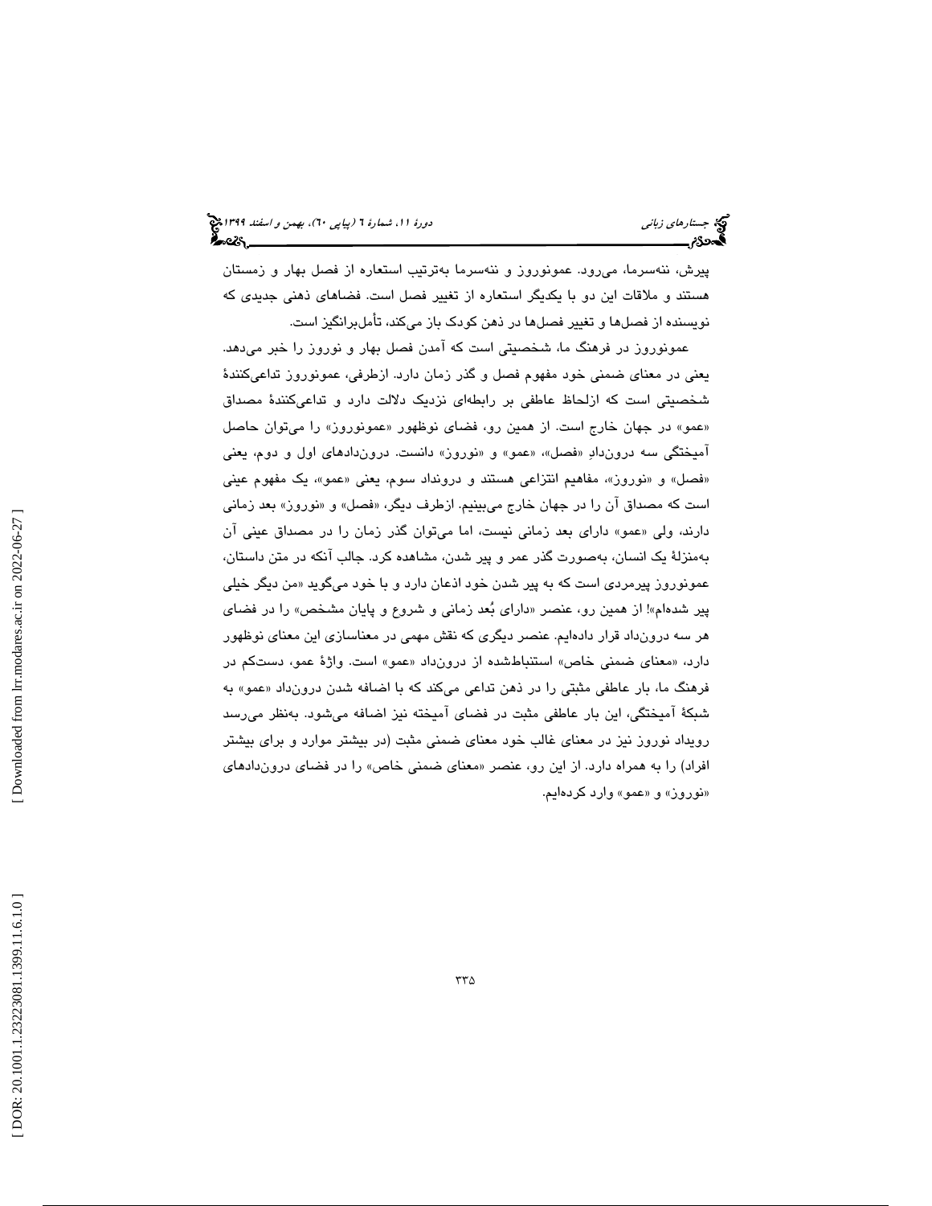پیرش، ننه‌سرما، می‌رود. عمونوروز و ننه‌سرما به‌ترتیب استعاره از فصل بهار و زمستان هستند و ملاقات این دو با یکدیگر استعاره از تغییر فصل است. فضاهای ذهنی جدیدی که نویسنده از فصل‌ها و تغییر فصل‌ها در ذهن کودک باز می‌کند، تأمل‌برانگیز است.

عمونوروز در فرهنگ ما، شخصیتی است که آمدن فصل بهار و نوروز را خبر می‌دهد. یعنی در معنای ضمنی خود مفهوم فصل و گذر زمان دارد. ازطرفی، عمونوروز تداعی‌کنندهٔ شخصیتی است که ازلحاظ عاطفی بر رابطه‌ای نزدیک دلالت دارد و تداعی‌کنندهٔ مصداق «عمو» در جهان خارج است. از همین رو، فضای نوظهور «عمونوروز» را می‌توان حاصل آمیختگی سه درون‌دادِ «فصل»، «عمو» و «نوروز» دانست. درون‌دادهای اول و دوم، یعنی «فصل» و «نوروز»، مفاهیم انتزاعی هستند و درونداد سوم، یعنی «عمو»، یک مفهوم عینی است که مصداق آن را در جهان خارج می‌بینیم. ازطرف دیگر، «فصل» و «نوروز» بعد زمانی دارند، ولی «عمو» دارای بعد زمانی نیست، اما می‌توان گذر زمان را در مصداق عینی آن به‌منزلهٔ یک انسان، به‌صورت گذر عمر و پیر شدن، مشاهده کرد. جالب آنکه در متن داستان، عمونوروز پیرمردی است که به پیر شدن خود اذعان دارد و با خود می‌گوید «من دیگر خیلی پیر شده‌ام»! از همین رو، عنصر «دارای بُعد زمانی و شروع و پایان مشخص» را در فضای هر سه درون‌داد قرار داده‌ایم. عنصر دیگری که نقش مهمی در معناسازی این معنای نوظهور دارد، «معنای ضمنی خاص» استنباط‌شده از درون‌داد «عمو» است. واژهٔ عمو، دست‌کم در فرهنگ ما، بار عاطفی مثبتی را در ذهن تداعی می‌کند که با اضافه شدن درون‌داد «عمو» به شبکهٔ آمیختگی، این بار عاطفی مثبت در فضای آمیخته نیز اضافه می‌شود. به‌نظر می‌رسد رویداد نوروز نیز در معنای غالب خود معنای ضمنی مثبت (در بیشتر موارد و برای بیشتر افراد) را به همراه دارد. از این رو، عنصر «معنای ضمنی خاص» را در فضای درون‌دادهای «نوروز» و «عمو» وارد کرده‌ایم.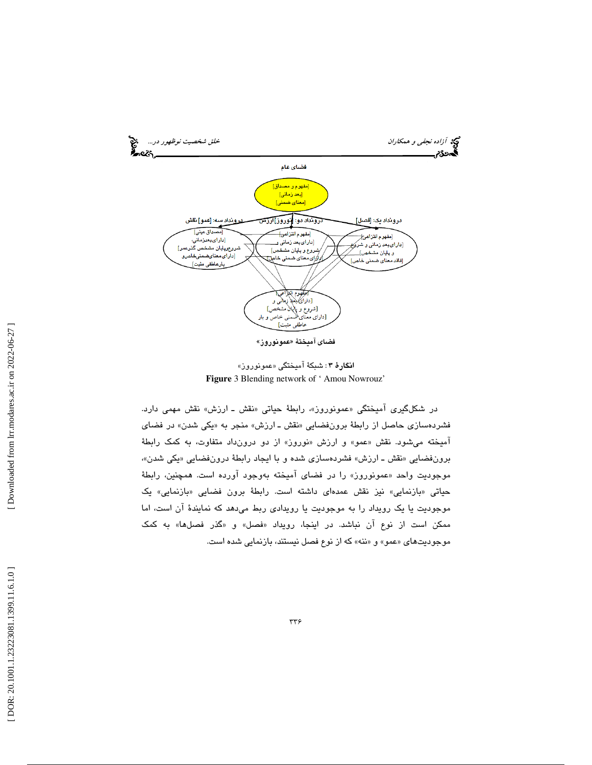فضای عام

[مفهوم و مصداق]
[بعد زمانی]
[معنای ضمنی]

درونداد یک: [فصل]

[مفهوم انتزاعی]
[دارای بعد زمانی و شروع و پایان مشخص]
[فاقد معنای ضمنی خاص]

درونداد دو: [نوروز] ارزش

[مفهوم انتزاعی]
[دارای بعد زمانی و شروع و پایان مشخص]
[دارای معنای ضمنی خاص]

درونداد سه: [عمو] نقش

[مصداق عینی]
[دارای بعدزمانی، شروع‌وپایان مشخص گذرعمر]
[دارای معنای‌ضمنی‌خاص‌و بارعاطفی مثبت]

[مفهوم انتزاعی]
[دارای بعد زمانی و شروع و پایان مشخص]
[دارای معنای ضمنی خاص و بار عاطفی مثبت]

فضای آمیختهٔ «عمونوروز»

**انگارهٔ ۳**: شبکهٔ آمیختگی «عمونوروز»

**Figure** 3 Blending network of ' Amou Nowrouz'

در شکل‌گیری آمیختگی «عمونوروز»، رابطهٔ حیاتی «نقش ـ ارزش» نقش مهمی دارد. فشرده‌سازی حاصل از رابطهٔ برون‌فضایی «نقش ـ ارزش» منجر به «یکی شدن» در فضای آمیخته می‌شود. نقش «عمو» و ارزش «نوروز» از دو درون‌داد متفاوت، به کمک رابطهٔ برون‌فضایی «نقش ـ ارزش» فشرده‌سازی شده و با ایجاد رابطهٔ درون‌فضایی «یکی شدن»، موجودیت واحد «عمونوروز» را در فضای آمیخته به‌وجود آورده است. همچنین، رابطهٔ حیاتی «بازنمایی» نیز نقش عمده‌ای داشته است. رابطهٔ برون فضایی «بازنمایی» یک موجودیت یا یک رویداد را به موجودیت یا رویدادی ربط می‌دهد که نمایندهٔ آن است، اما ممکن است از نوع آن نباشد. در اینجا، رویداد «فصل» و «گذر فصل‌ها» به کمک موجودیت‌های «عمو» و «ننه» که از نوع فصل نیستند، بازنمایی شده است.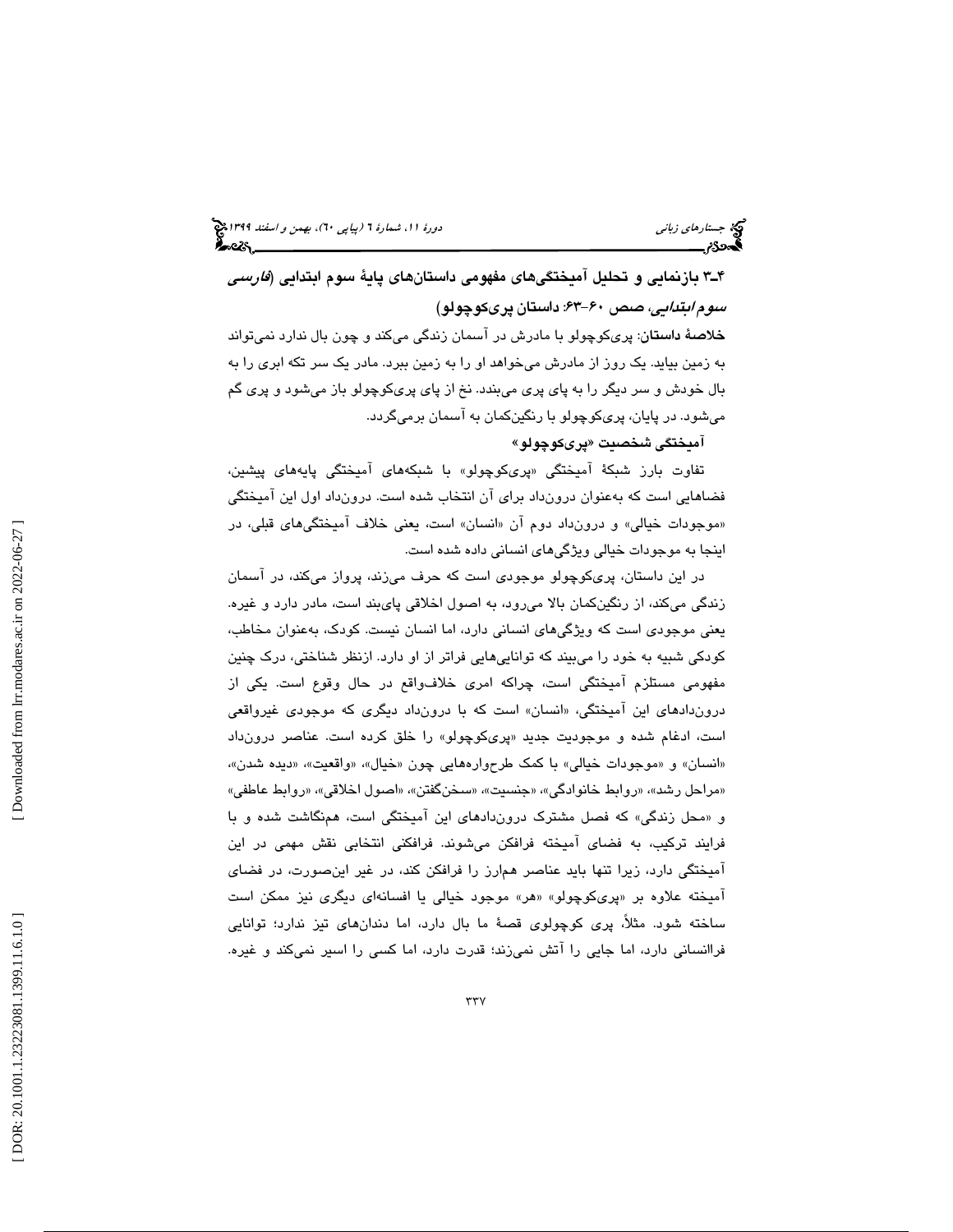## ۴ـ۳ بازنمایی و تحلیل آمیختگی‌های مفهومی داستان‌های پایهٔ سوم ابتدایی (*فارسی سوم ابتدایی*، صص ۶۰-۶۳: داستان پری‌کوچولو)

**خلاصهٔ داستان**: پری‌کوچولو با مادرش در آسمان زندگی می‌کند و چون بال ندارد نمی‌تواند به زمین بیاید. یک روز از مادرش می‌خواهد او را به زمین ببرد. مادر یک سر تکه ابری را به بال خودش و سر دیگر را به پای پری می‌بندد. نخ از پای پری‌کوچولو باز می‌شود و پری گم می‌شود. در پایان، پری‌کوچولو با رنگین‌کمان به آسمان برمی‌گردد.

**آمیختگی شخصیت «پری‌کوچولو»**

تفاوت بارز شبکهٔ آمیختگی «پری‌کوچولو» با شبکه‌های آمیختگی پایه‌های پیشین، فضاهایی است که به‌عنوان درون‌داد برای آن انتخاب شده است. درون‌داد اول این آمیختگی «موجودات خیالی» و درون‌داد دوم آن «انسان» است، یعنی خلاف آمیختگی‌های قبلی، در اینجا به موجودات خیالی ویژگی‌های انسانی داده شده است.

در این داستان، پری‌کوچولو موجودی است که حرف می‌زند، پرواز می‌کند، در آسمان زندگی می‌کند، از رنگین‌کمان بالا می‌رود، به اصول اخلاقی پای‌بند است، مادر دارد و غیره. یعنی موجودی است که ویژگی‌های انسانی دارد، اما انسان نیست. کودک، به‌عنوان مخاطب، کودکی شبیه به خود را می‌بیند که توانایی‌هایی فراتر از او دارد. ازنظر شناختی، درک چنین مفهومی مستلزم آمیختگی است، چراکه امری خلاف‌واقع در حال وقوع است. یکی از درون‌دادهای این آمیختگی، «انسان» است که با درون‌داد دیگری که موجودی غیرواقعی است، ادغام شده و موجودیت جدید «پری‌کوچولو» را خلق کرده است. عناصر درون‌داد «انسان» و «موجودات خیالی» با کمک طرح‌واره‌هایی چون «خیال»، «واقعیت»، «دیده شدن»، «مراحل رشد»، «روابط خانوادگی»، «جنسیت»، «سخن‌گفتن»، «اصول اخلاقی»، «روابط عاطفی» و «محل زندگی» که فصل مشترک درون‌دادهای این آمیختگی است، همنگاشت شده و با فرایند ترکیب، به فضای آمیخته فرافکن می‌شوند. فرافکنی انتخابی نقش مهمی در این آمیختگی دارد، زیرا تنها باید عناصر هم‌ارز را فرافکن کند، در غیر این‌صورت، در فضای آمیخته علاوه بر «پری‌کوچولو» «هر» موجود خیالی یا افسانه‌ای دیگری نیز ممکن است ساخته شود. مثلاً، پری کوچولوی قصهٔ ما بال دارد، اما دندان‌های تیز ندارد؛ توانایی فراانسانی دارد، اما جایی را آتش نمی‌زند؛ قدرت دارد، اما کسی را اسیر نمی‌کند و غیره.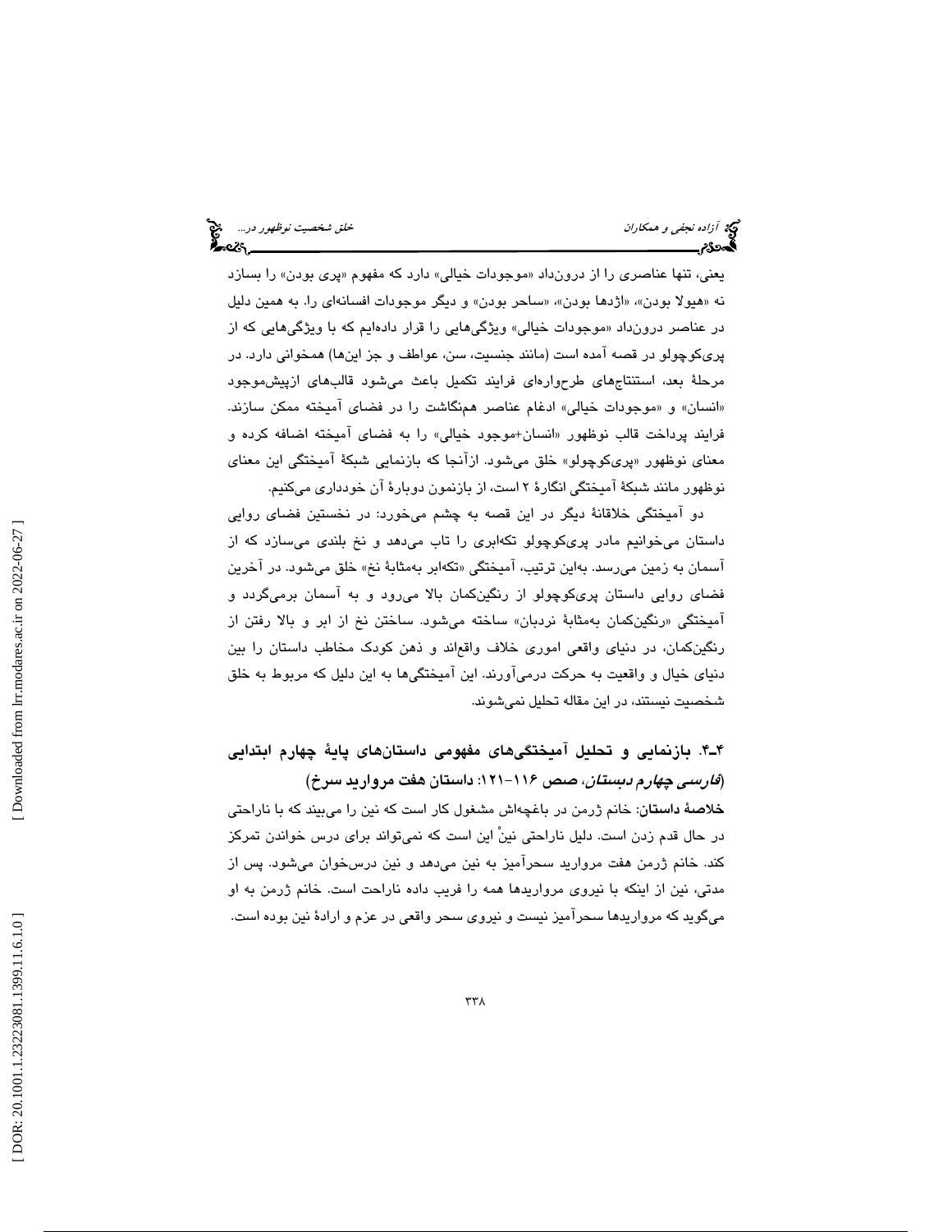یعنی، تنها عناصری را از درون‌داد «موجودات خیالی» دارد که مفهوم «پری بودن» را بسازد نه «هیولا بودن»، «اژدها بودن»، «ساحر بودن» و دیگر موجودات افسانه‌ای را. به همین دلیل در عناصر درون‌داد «موجودات خیالی» ویژگی‌هایی را قرار داده‌ایم که با ویژگی‌هایی که از پری‌کوچولو در قصه آمده است (مانند جنسیت، سن، عواطف و جز این‌ها) همخوانی دارد. در مرحلهٔ بعد، استنتاج‌های طرح‌واره‌ای فرایند تکمیل باعث می‌شود قالب‌های ازپیش‌موجود «انسان» و «موجودات خیالی» ادغام عناصر هم‌نگاشت را در فضای آمیخته ممکن سازند. فرایند پرداخت قالب نوظهور «انسان+موجود خیالی» را به فضای آمیخته اضافه کرده و معنای نوظهور «پری‌کوچولو» خلق می‌شود. ازآنجا که بازنمایی شبکهٔ آمیختگی این معنای نوظهور مانند شبکهٔ آمیختگی انگارهٔ ۲ است، از بازنمون دوبارهٔ آن خودداری می‌کنیم.

دو آمیختگی خلاقانهٔ دیگر در این قصه به چشم می‌خورد: در نخستین فضای روایی داستان می‌خوانیم مادر پری‌کوچولو تکه‌ابری را تاب می‌دهد و نخ بلندی می‌سازد که از آسمان به زمین می‌رسد. به‌این ترتیب، آمیختگی «تکه‌ابر به‌مثابهٔ نخ» خلق می‌شود. در آخرین فضای روایی داستان پری‌کوچولو از رنگین‌کمان بالا می‌رود و به آسمان برمی‌گردد و آمیختگی «رنگین‌کمان به‌مثابهٔ نردبان» ساخته می‌شود. ساختن نخ از ابر و بالا رفتن از رنگین‌کمان، در دنیای واقعی اموری خلاف واقع‌اند و ذهن کودک مخاطب داستان را بین دنیای خیال و واقعیت به حرکت درمی‌آورند. این آمیختگی‌ها به این دلیل که مربوط به خلق شخصیت نیستند، در این مقاله تحلیل نمی‌شوند.

## ۴ـ۴. بازنمایی و تحلیل آمیختگی‌های مفهومی داستان‌های پایهٔ چهارم ابتدایی (*فارسی چهارم دبستان*، صص ۱۱۶-۱۲۱: داستان هفت مروارید سرخ)

**خلاصهٔ داستان**: خانم ژرمن در باغچه‌اش مشغول کار است که نین را می‌بیند که با ناراحتی در حال قدم زدن است. دلیل ناراحتی نینْ این است که نمی‌تواند برای درس خواندن تمرکز کند. خانم ژرمن هفت مروارید سحرآمیز به نین می‌دهد و نین درس‌خوان می‌شود. پس از مدتی، نین از اینکه با نیروی مرواریدها همه را فریب داده ناراحت است. خانم ژرمن به او می‌گوید که مرواریدها سحرآمیز نیست و نیروی سحر واقعی در عزم و ارادهٔ نین بوده است.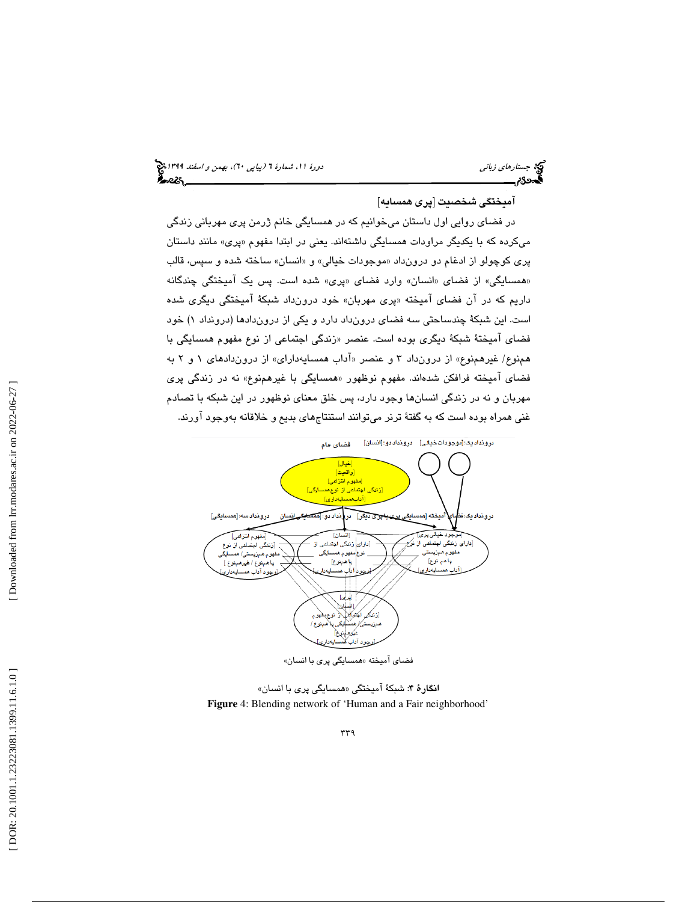### آمیختگی شخصیت [پری همسایه]

در فضای روایی اول داستان می‌خوانیم که در همسایگی خانم ژرمن پری مهربانی زندگی می‌کرده که با یکدیگر مراودات همسایگی داشته‌اند. یعنی در ابتدا مفهوم «پری» مانند داستان پری کوچولو از ادغام دو درون‌داد «موجودات خیالی» و «انسان» ساخته شده و سپس، قالب «همسایگی» از فضای «انسان» وارد فضای «پری» شده است. پس یک آمیختگی چندگانه داریم که در آن فضای آمیخته «پری مهربان» خود درون‌داد شبکهٔ آمیختگی دیگری شده است. این شبکهٔ چندساحتی سه فضای درون‌داد دارد و یکی از درون‌دادها (درونداد ۱) خود فضای آمیختهٔ شبکهٔ دیگری بوده است. عنصر «زندگی اجتماعی از نوع مفهوم همسایگی با همنوع/ غیرهمنوع» از درون‌داد ۳ و عنصر «آداب همسایه‌داری» از درون‌دادهای ۱ و ۲ به فضای آمیخته فرافکن شده‌اند. مفهوم نوظهور «همسایگی با غیرهمنوع» نه در زندگی پری مهربان و نه در زندگی انسان‌ها وجود دارد، پس خلق معنای نوظهور در این شبکه با تصادم غنی همراه بوده است که به گفتهٔ ترنر می‌توانند استنتاج‌های بدیع و خلاقانه به‌وجود آورند.

**انگارهٔ ۴**: شبکهٔ آمیختگی «همسایگی پری با انسان»

**Figure** 4: Blending network of 'Human and a Fair neighborhood'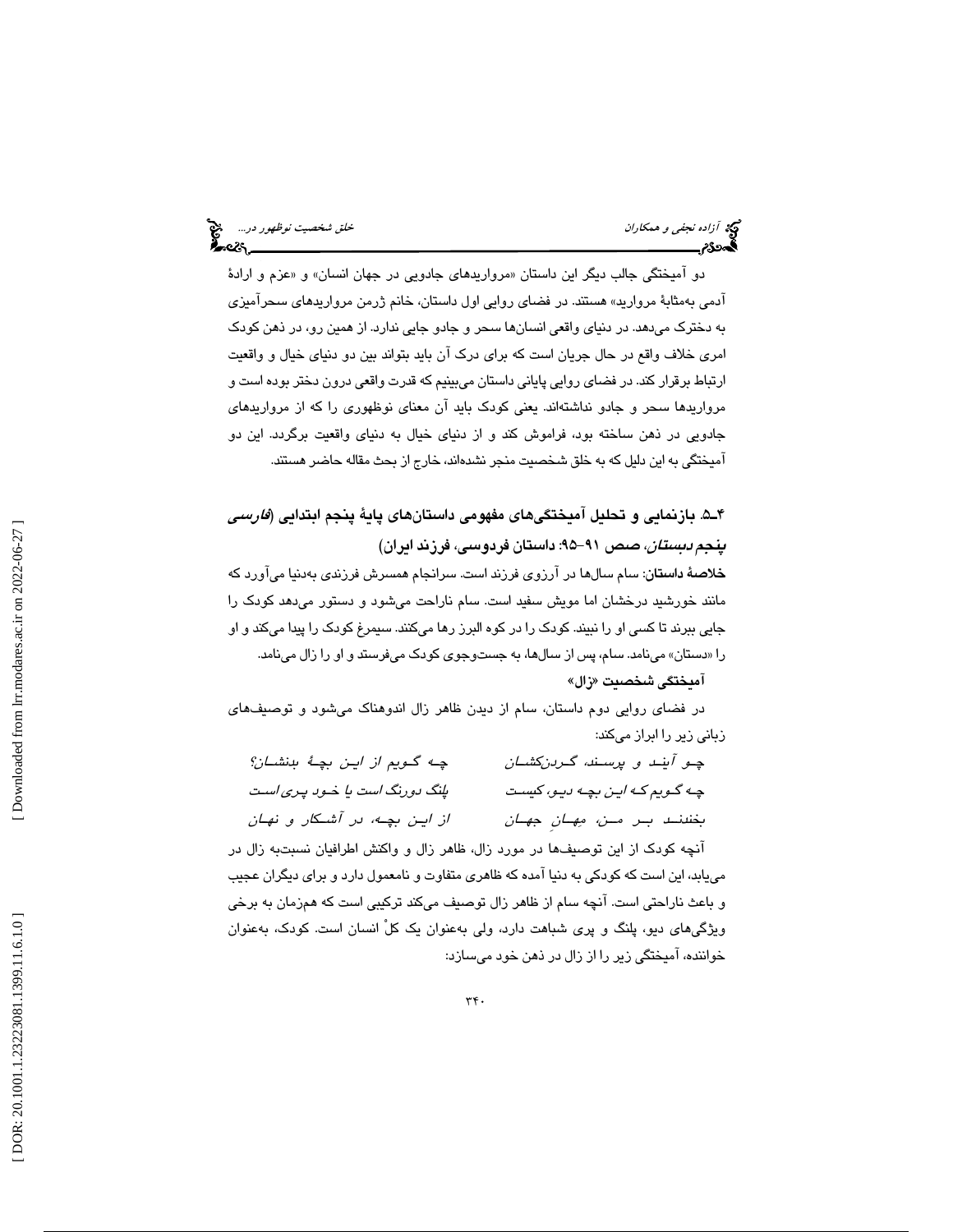دو آمیختگی جالب دیگر این داستان «مرواریدهای جادویی در جهان انسان» و «عزم و ارادهٔ آدمی به‌مثابهٔ مروارید» هستند. در فضای روایی اول داستان، خانم ژرمن مرواریدهای سحرآمیزی به دخترک می‌دهد. در دنیای واقعی انسان‌ها سحر و جادو جایی ندارد. از همین رو، در ذهن کودک امری خلاف واقع در حال جریان است که برای درک آن باید بتواند بین دو دنیای خیال و واقعیت ارتباط برقرار کند. در فضای روایی پایانی داستان می‌بینیم که قدرت واقعی درون دختر بوده است و مرواریدها سحر و جادو نداشته‌اند. یعنی کودک باید آن معنای نوظهوری را که از مرواریدهای جادویی در ذهن ساخته بود، فراموش کند و از دنیای خیال به دنیای واقعیت برگردد. این دو آمیختگی به این دلیل که به خلق شخصیت منجر نشده‌اند، خارج از بحث مقاله حاضر هستند.

## ۴ـ۵. بازنمایی و تحلیل آمیختگی‌های مفهومی داستان‌های پایهٔ پنجم ابتدایی (*فارسی پنجم دبستان*، صص ۹۱–۹۵: داستان فردوسی، فرزند ایران)

**خلاصهٔ داستان:** سام سال‌ها در آرزوی فرزند است. سرانجام همسرش فرزندی به‌دنیا می‌آورد که مانند خورشید درخشان اما مویش سفید است. سام ناراحت می‌شود و دستور می‌دهد کودک را جایی ببرند تا کسی او را نبیند. کودک را در کوه البرز رها می‌کنند. سیمرغ کودک را پیدا می‌کند و او را «دستان» می‌نامد. سام، پس از سال‌ها، به جست‌وجوی کودک می‌فرستد و او را زال می‌نامد.

**آمیختگی شخصیت «زال»**

در فضای روایی دوم داستان، سام از دیدن ظاهر زال اندوهناک می‌شود و توصیف‌های زبانی زیر را ابراز می‌کند:

*چو آیند و پرسند، گردن‌کشان &nbsp;&nbsp;&nbsp;&nbsp; چه گویم از این بچهٔ بدنشان؟*

*چه گویم که این بچه دیو، کیست &nbsp;&nbsp;&nbsp;&nbsp; پلنگ دورنگ است یا خود پری است*

*بخندند بر من، مِهان جهان &nbsp;&nbsp;&nbsp;&nbsp; از این بچه، در آشکار و نهان*

آنچه کودک از این توصیف‌ها در مورد زال، ظاهر زال و واکنش اطرافیان نسبت‌به زال در می‌یابد، این است که کودکی به دنیا آمده که ظاهری متفاوت و نامعمول دارد و برای دیگران عجیب و باعث ناراحتی است. آنچه سام از ظاهر زال توصیف می‌کند ترکیبی است که هم‌زمان به برخی ویژگی‌های دیو، پلنگ و پری شباهت دارد، ولی به‌عنوان یک کلْ انسان است. کودک، به‌عنوان خواننده، آمیختگی زیر را از زال در ذهن خود می‌سازد: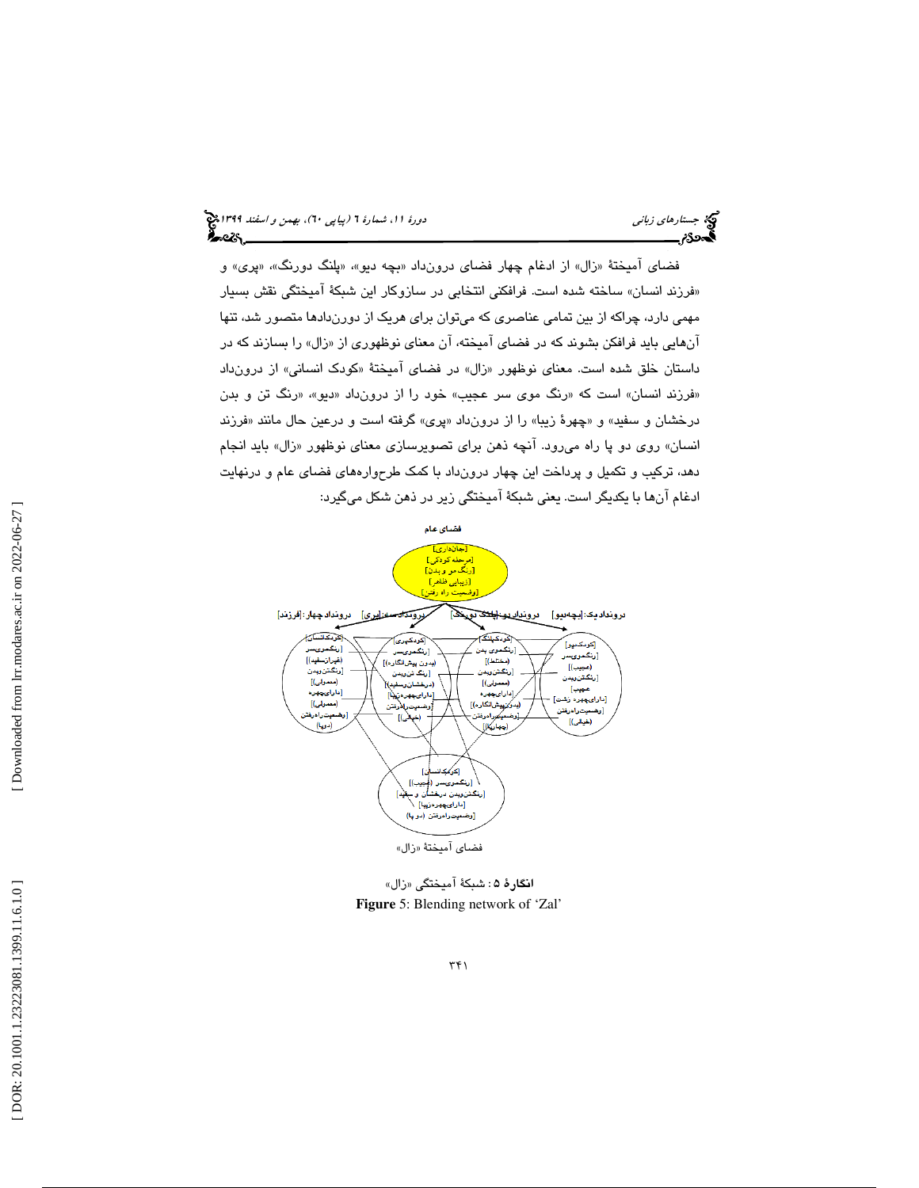فضای آمیختهٔ «زال» از ادغام چهار فضای درون‌داد «بچه دیو»، «پلنگ دورنگ»، «پری» و «فرزند انسان» ساخته شده است. فرافکنی انتخابی در سازوکار این شبکهٔ آمیختگی نقش بسیار مهمی دارد، چراکه از بین تمامی عناصری که می‌توان برای هریک از دورن‌دادها متصور شد، تنها آن‌هایی باید فرافکن بشوند که در فضای آمیخته، آن معنای نوظهوری از «زال» را بسازند که در داستان خلق شده است. معنای نوظهور «زال» در فضای آمیختهٔ «کودک انسانی» از درون‌داد «فرزند انسان» است که «رنگ موی سر عجیب» خود را از درون‌داد «دیو»، «رنگ تن و بدن درخشان و سفید» و «چهرهٔ زیبا» را از درون‌داد «پری» گرفته است و درعین حال مانند «فرزند انسان» روی دو پا راه می‌رود. آنچه ذهن برای تصویرسازی معنای نوظهور «زال» باید انجام دهد، ترکیب و تکمیل و پرداخت این چهار درون‌داد با کمک طرح‌واره‌های فضای عام و درنهایت ادغام آن‌ها با یکدیگر است. یعنی شبکهٔ آمیختگی زیر در ذهن شکل می‌گیرد:

**انگارهٔ ۵**: شبکهٔ آمیختگی «زال»

**Figure** 5: Blending network of 'Zal'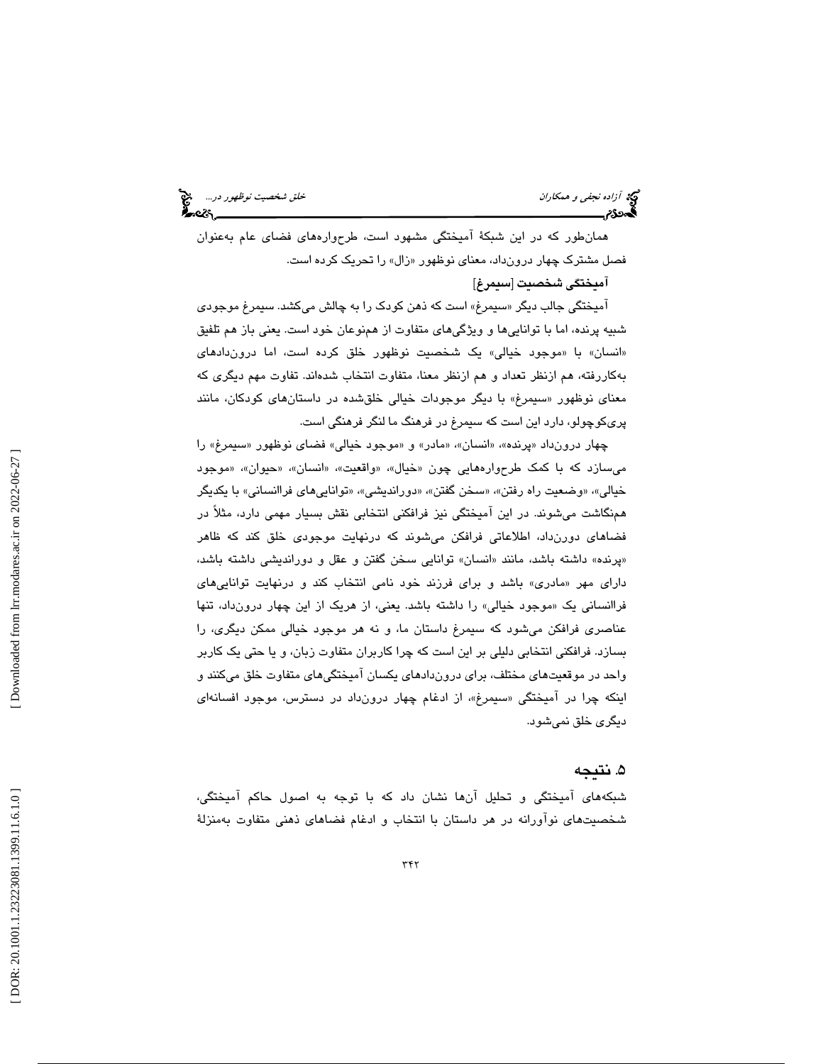همان‌طور که در این شبکهٔ آمیختگی مشهود است، طرح‌واره‌های فضای عام به‌عنوان فصل مشترک چهار درون‌داد، معنای نوظهور «زال» را تحریک کرده است.

**آمیختگی شخصیت [سیمرغ]**

آمیختگی جالب دیگر «سیمرغ» است که ذهن کودک را به چالش می‌کشد. سیمرغ موجودی شبیه پرنده، اما با توانایی‌ها و ویژگی‌های متفاوت از هم‌نوعان خود است. یعنی باز هم تلفیق «انسان» با «موجود خیالی» یک شخصیت نوظهور خلق کرده است، اما درون‌دادهای به‌کاررفته، هم ازنظر تعداد و هم ازنظر معنا، متفاوت انتخاب شده‌اند. تفاوت مهم دیگری که معنای نوظهور «سیمرغ» با دیگر موجودات خیالی خلق‌شده در داستان‌های کودکان، مانند پری‌کوچولو، دارد این است که سیمرغ در فرهنگ ما لنگر فرهنگی است.

چهار درون‌داد «پرنده»، «انسان»، «مادر» و «موجود خیالی» فضای نوظهور «سیمرغ» را می‌سازد که با کمک طرح‌واره‌هایی چون «خیال»، «واقعیت»، «انسان»، «حیوان»، «موجود خیالی»، «وضعیت راه رفتن»، «سخن گفتن»، «دوراندیشی»، «توانایی‌های فراانسانی» با یکدیگر هم‌نگاشت می‌شوند. در این آمیختگی نیز فرافکنی انتخابی نقش بسیار مهمی دارد، مثلاً در فضاهای دورن‌داد، اطلاعاتی فرافکن می‌شوند که درنهایت موجودی خلق کند که ظاهر «پرنده» داشته باشد، مانند «انسان» توانایی سخن گفتن و عقل و دوراندیشی داشته باشد، دارای مهر «مادری» باشد و برای فرزند خود نامی انتخاب کند و درنهایت توانایی‌های فراانسانی یک «موجود خیالی» را داشته باشد. یعنی، از هریک از این چهار درون‌داد، تنها عناصری فرافکن می‌شود که سیمرغ داستان ما، و نه هر موجود خیالی ممکن دیگری، را بسازد. فرافکنی انتخابی دلیلی بر این است که چرا کاربران متفاوت زبان، و یا حتی یک کاربر واحد در موقعیت‌های مختلف، برای درون‌دادهای یکسان آمیختگی‌های متفاوت خلق می‌کنند و اینکه چرا در آمیختگی «سیمرغ»، از ادغام چهار درون‌داد در دسترس، موجود افسانه‌ای دیگری خلق نمی‌شود.

## ۵. نتیجه

شبکه‌های آمیختگی و تحلیل آن‌ها نشان داد که با توجه به اصول حاکم آمیختگی، شخصیت‌های نوآورانه در هر داستان با انتخاب و ادغام فضاهای ذهنی متفاوت به‌منزلهٔ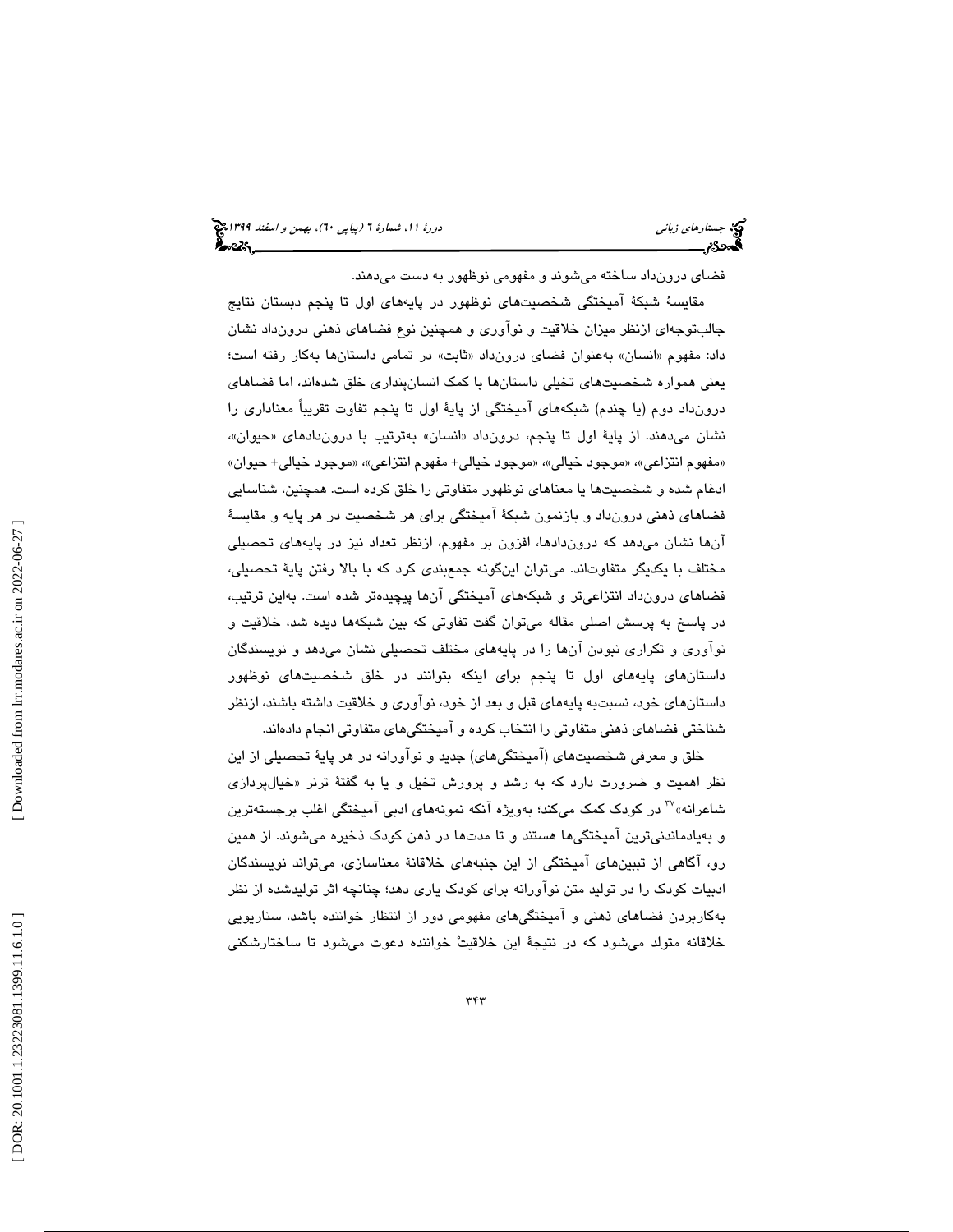فضای درون‌داد ساخته می‌شوند و مفهومی نوظهور به دست می‌دهند.

مقایسهٔ شبکهٔ آمیختگی شخصیت‌های نوظهور در پایه‌های اول تا پنجم دبستان نتایج جالب‌توجه‌ای ازنظر میزان خلاقیت و نوآوری و همچنین نوع فضاهای ذهنی درون‌داد نشان داد: مفهوم «انسان» به‌عنوان فضای درون‌داد «ثابت» در تمامی داستان‌ها به‌کار رفته است؛ یعنی همواره شخصیت‌های تخیلی داستان‌ها با کمک انسان‌پنداری خلق شده‌اند، اما فضاهای درون‌داد دوم (یا چندم) شبکه‌های آمیختگی از پایهٔ اول تا پنجم تفاوت تقریباً معناداری را نشان می‌دهند. از پایهٔ اول تا پنجم، درون‌داد «انسان» به‌ترتیب با درون‌دادهای «حیوان»، «مفهوم انتزاعی»، «موجود خیالی»، «موجود خیالی+ مفهوم انتزاعی»، «موجود خیالی+ حیوان» ادغام شده و شخصیت‌ها یا معناهای نوظهور متفاوتی را خلق کرده است. همچنین، شناسایی فضاهای ذهنی درون‌داد و بازنمون شبکهٔ آمیختگی برای هر شخصیت در هر پایه و مقایسهٔ آن‌ها نشان می‌دهد که درون‌دادها، افزون بر مفهوم، ازنظر تعداد نیز در پایه‌های تحصیلی مختلف با یکدیگر متفاوت‌اند. می‌توان این‌گونه جمع‌بندی کرد که با بالا رفتن پایهٔ تحصیلی، فضاهای درون‌داد انتزاعی‌تر و شبکه‌های آمیختگی آن‌ها پیچیده‌تر شده است. به‌این ترتیب، در پاسخ به پرسش اصلی مقاله می‌توان گفت تفاوتی که بین شبکه‌ها دیده شد، خلاقیت و نوآوری و تکراری نبودن آن‌ها را در پایه‌های مختلف تحصیلی نشان می‌دهد و نویسندگان داستان‌های پایه‌های اول تا پنجم برای اینکه بتوانند در خلق شخصیت‌های نوظهور داستان‌های خود، نسبت‌به پایه‌های قبل و بعد از خود، نوآوری و خلاقیت داشته باشند، ازنظر شناختی فضاهای ذهنی متفاوتی را انتخاب کرده و آمیختگی‌های متفاوتی انجام داده‌اند.

خلق و معرفی شخصیت‌های (آمیختگی‌های) جدید و نوآورانه در هر پایهٔ تحصیلی از این نظر اهمیت و ضرورت دارد که به رشد و پرورش تخیل و یا به گفتهٔ ترنر «خیال‌پردازی شاعرانه»[37] در کودک کمک می‌کند؛ به‌ویژه آنکه نمونه‌های ادبی آمیختگی اغلب برجسته‌ترین و به‌یادماندنی‌ترین آمیختگی‌ها هستند و تا مدت‌ها در ذهن کودک ذخیره می‌شوند. از همین رو، آگاهی از تبیین‌های آمیختگی از این جنبه‌های خلاقانهٔ معناسازی، می‌تواند نویسندگان ادبیات کودک را در تولید متن نوآورانه برای کودک یاری دهد؛ چنانچه اثر تولیدشده از نظر به‌کاربردن فضاهای ذهنی و آمیختگی‌های مفهومی دور از انتظار خواننده باشد، سناریویی خلاقانه متولد می‌شود که در نتیجهٔ این خلاقیتْ خواننده دعوت می‌شود تا ساختارشکنی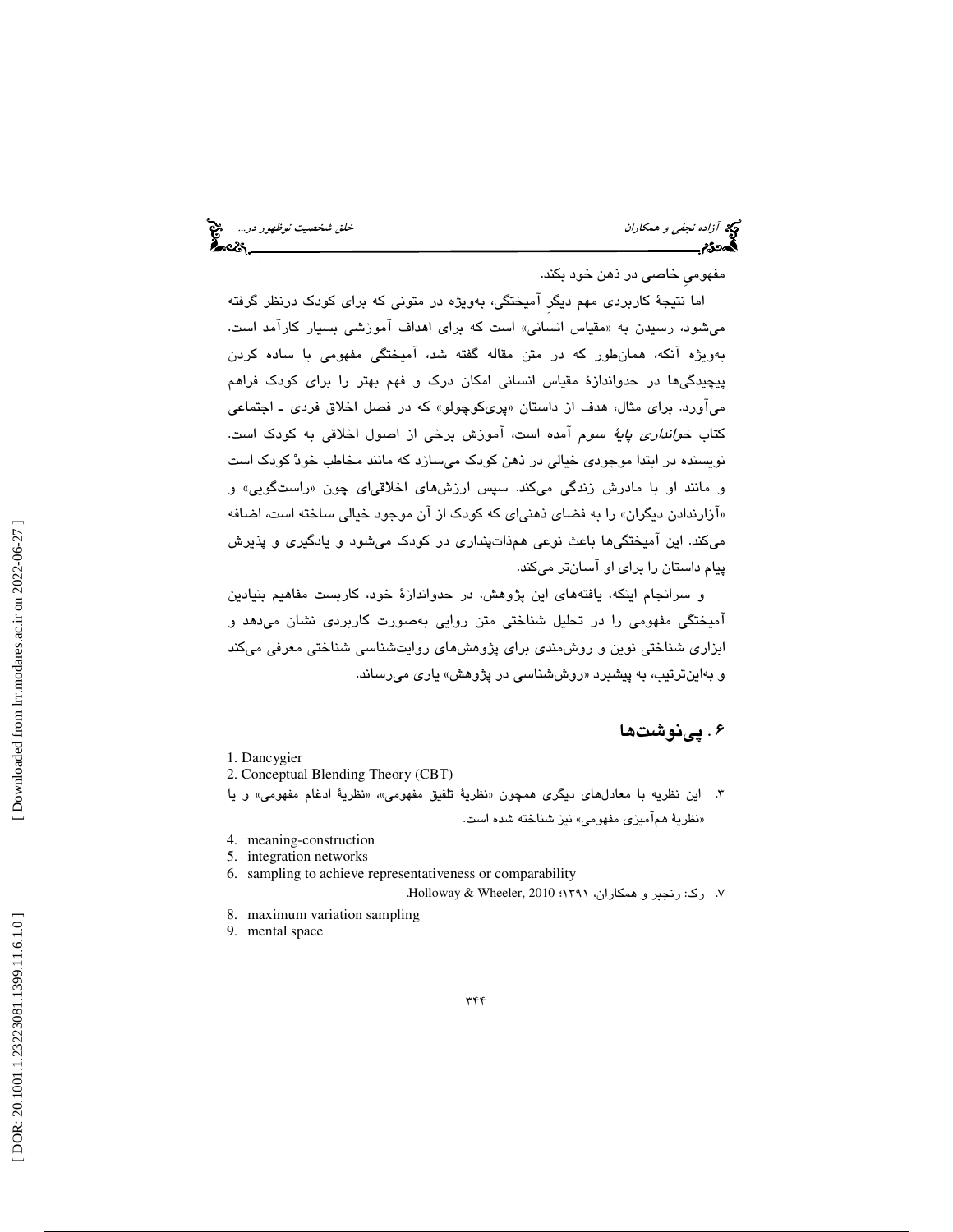مفهومیِ خاصی در ذهن خود بکند.

اما نتیجهٔ کاربردی مهم دیگرِ آمیختگی، به‌ویژه در متونی که برای کودک درنظر گرفته می‌شود، رسیدن به «مقیاس انسانی» است که برای اهداف آموزشی بسیار کارآمد است. به‌ویژه آنکه، همان‌طور که در متن مقاله گفته شد، آمیختگی مفهومی با ساده کردن پیچیدگی‌ها در حدواندازهٔ مقیاس انسانی امکان درک و فهم بهتر را برای کودک فراهم می‌آورد. برای مثال، هدف از داستان «پری‌کوچولو» که در فصل اخلاق فردی ـ اجتماعی کتاب *خوانداری پایهٔ سوم* آمده است، آموزش برخی از اصول اخلاقی به کودک است. نویسنده در ابتدا موجودی خیالی در ذهن کودک می‌سازد که مانند مخاطب خودْ کودک است و مانند او با مادرش زندگی می‌کند. سپس ارزش‌های اخلاقی‌ای چون «راستگویی» و «آزارندادن دیگران» را به فضای ذهنی‌ای که کودک از آن موجود خیالی ساخته است، اضافه می‌کند. این آمیختگی‌ها باعث نوعی هم‌ذات‌پنداری در کودک می‌شود و یادگیری و پذیرش پیام داستان را برای او آسان‌تر می‌کند.

و سرانجام اینکه، یافته‌های این پژوهش، در حدواندازهٔ خود، کاربست مفاهیم بنیادین آمیختگی مفهومی را در تحلیل شناختی متن روایی به‌صورت کاربردی نشان می‌دهد و ابزاری شناختی نوین و روش‌مندی برای پژوهش‌های روایت‌شناسی شناختی معرفی می‌کند و به‌این‌ترتیب، به پیشبرد «روش‌شناسی در پژوهش» یاری می‌رساند.

## ۶. پی‌نوشت‌ها

1. Dancygier
2. Conceptual Blending Theory (CBT)
3. این نظریه با معادل‌های دیگری همچون «نظریهٔ تلفیق مفهومی»، «نظریهٔ ادغام مفهومی» و یا «نظریهٔ هم‌آمیزی مفهومی» نیز شناخته شده است.
4. meaning-construction
5. integration networks
6. sampling to achieve representativeness or comparability
7. رک: رنجبر و همکاران، ۱۳۹۱؛ Holloway & Wheeler, 2010.
8. maximum variation sampling
9. mental space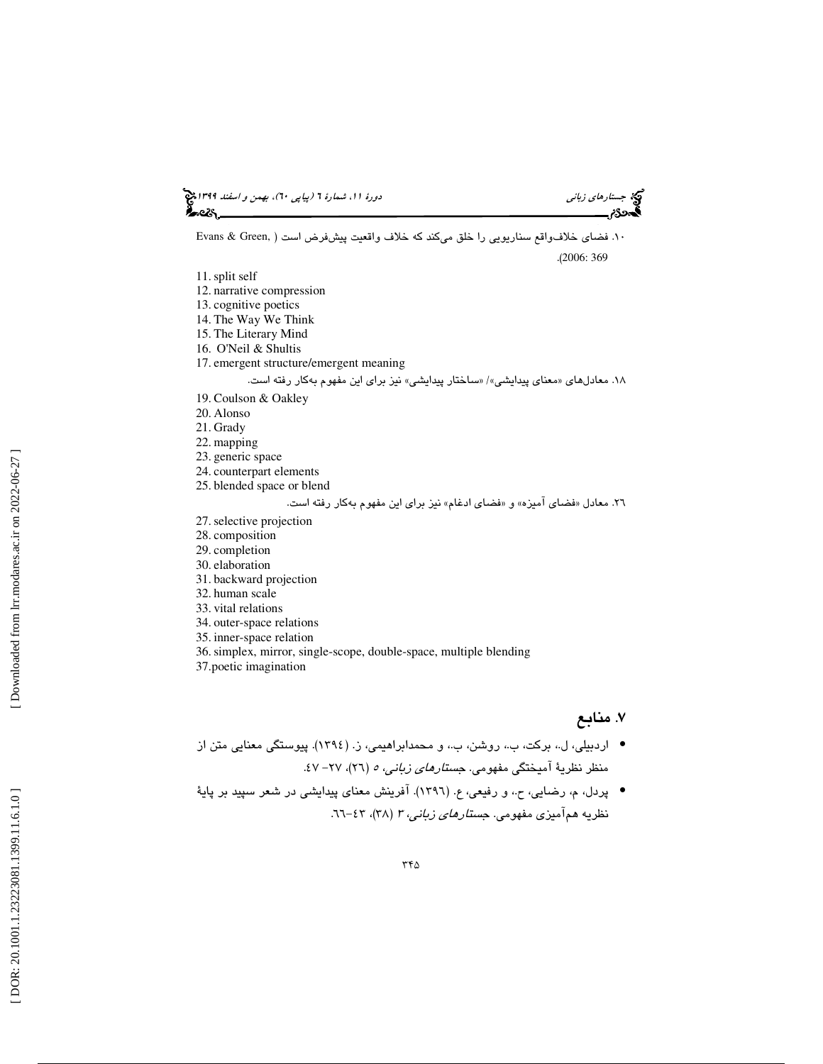۱۰. فضای خلاف‌واقع سناریویی را خلق می‌کند که خلاف واقعیت پیش‌فرض است (Evans & Green, 2006: 369).

11. split self
12. narrative compression
13. cognitive poetics
14. The Way We Think
15. The Literary Mind
16. O'Neil & Shultis
17. emergent structure/emergent meaning

۱۸. معادل‌های «معنای پیدایشی»/ «ساختار پیدایشی» نیز برای این مفهوم به‌کار رفته است.

19. Coulson & Oakley
20. Alonso
21. Grady
22. mapping
23. generic space
24. counterpart elements
25. blended space or blend

۲۶. معادل «فضای آمیزه» و «فضای ادغام» نیز برای این مفهوم به‌کار رفته است.

27. selective projection
28. composition
29. completion
30. elaboration
31. backward projection
32. human scale
33. vital relations
34. outer-space relations
35. inner-space relation
36. simplex, mirror, single-scope, double-space, multiple blending
37. poetic imagination

## ۷. منابع

- اردبیلی، ل.، برکت، ب.، روشن، ب.، و محمدابراهیمی، ز. (۱۳۹٤). پیوستگی معنایی متن از منظر نظریهٔ آمیختگی مفهومی. *جستارهای زبانی*، ٥ (٢٦)، ٢٧- ٤٧.
- پردل، م، رضایی، ح.، و رفیعی، ع. (١٣٩٦). آفرینش معنای پیدایشی در شعر سپید بر پایهٔ نظریه هم‌آمیزی مفهومی. *جستارهای زبانی*، ٣ (٣٨)، ٤٣-٦٦.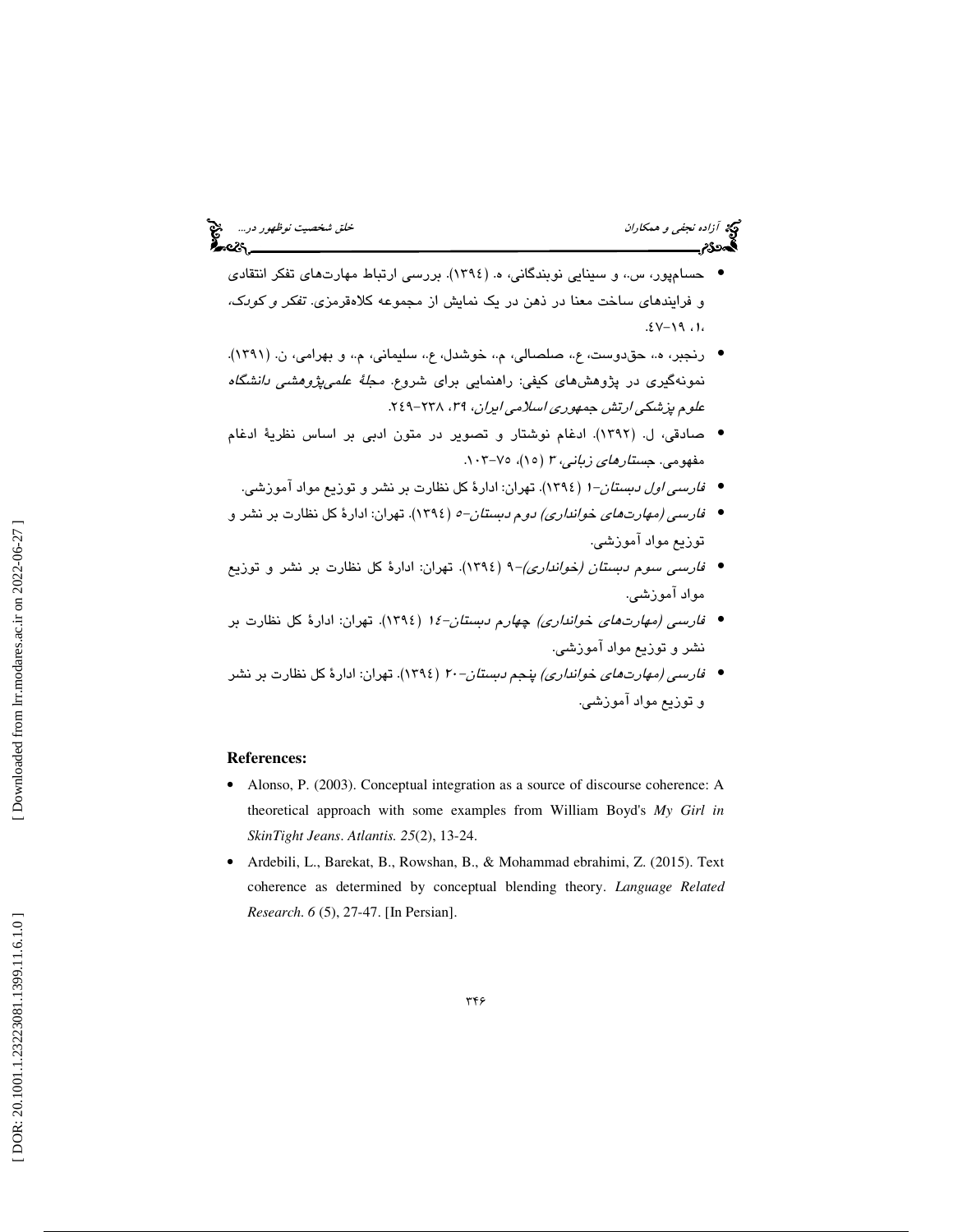- حسام‌پور، س.، و سینایی نوبندگانی، ه. (۱۳۹٤). بررسی ارتباط مهارت‌های تفکر انتقادی و فرایندهای ساخت معنا در ذهن در یک نمایش از مجموعه کلاه‌قرمزی. *تفکر و کودک*، ۱، ۱۹-٤۷.
- رنجبر، ه.، حق‌دوست، ع.، صلصالی، م.، خوشدل، ع.، سلیمانی، م.، و بهرامی، ن. (۱۳۹۱). نمونه‌گیری در پژوهش‌های کیفی: راهنمایی برای شروع. *مجلهٔ علمی‌پژوهشی دانشگاه علوم پزشکی ارتش جمهوری اسلامی ایران*، ۳۹، ۲۳۸-۲٤۹.
- صادقی، ل. (۱۳۹۲). ادغام نوشتار و تصویر در متون ادبی بر اساس نظریهٔ ادغام مفهومی. *جستارهای زبانی*، ۳ (۱۵)، ۷۵-۱۰۳.
- *فارسی اول دبستان-۱* (۱۳۹٤). تهران: ادارهٔ کل نظارت بر نشر و توزیع مواد آموزشی.
- *فارسی (مهارت‌های خوانداری) دوم دبستان-۵* (۱۳۹٤). تهران: ادارهٔ کل نظارت بر نشر و توزیع مواد آموزشی.
- *فارسی سوم دبستان (خوانداری)-۹* (۱۳۹٤). تهران: ادارهٔ کل نظارت بر نشر و توزیع مواد آموزشی.
- *فارسی (مهارت‌های خوانداری) چهارم دبستان-١٤* (۱۳۹٤). تهران: ادارهٔ کل نظارت بر نشر و توزیع مواد آموزشی.
- *فارسی (مهارت‌های خوانداری) پنجم دبستان-۲۰* (۱۳۹٤). تهران: ادارهٔ کل نظارت بر نشر و توزیع مواد آموزشی.

**References:**

- Alonso, P. (2003). Conceptual integration as a source of discourse coherence: A theoretical approach with some examples from William Boyd's *My Girl in SkinTight Jeans*. *Atlantis. 25*(2), 13-24.
- Ardebili, L., Barekat, B., Rowshan, B., & Mohammad ebrahimi, Z. (2015). Text coherence as determined by conceptual blending theory. *Language Related Research. 6* (5), 27-47. [In Persian].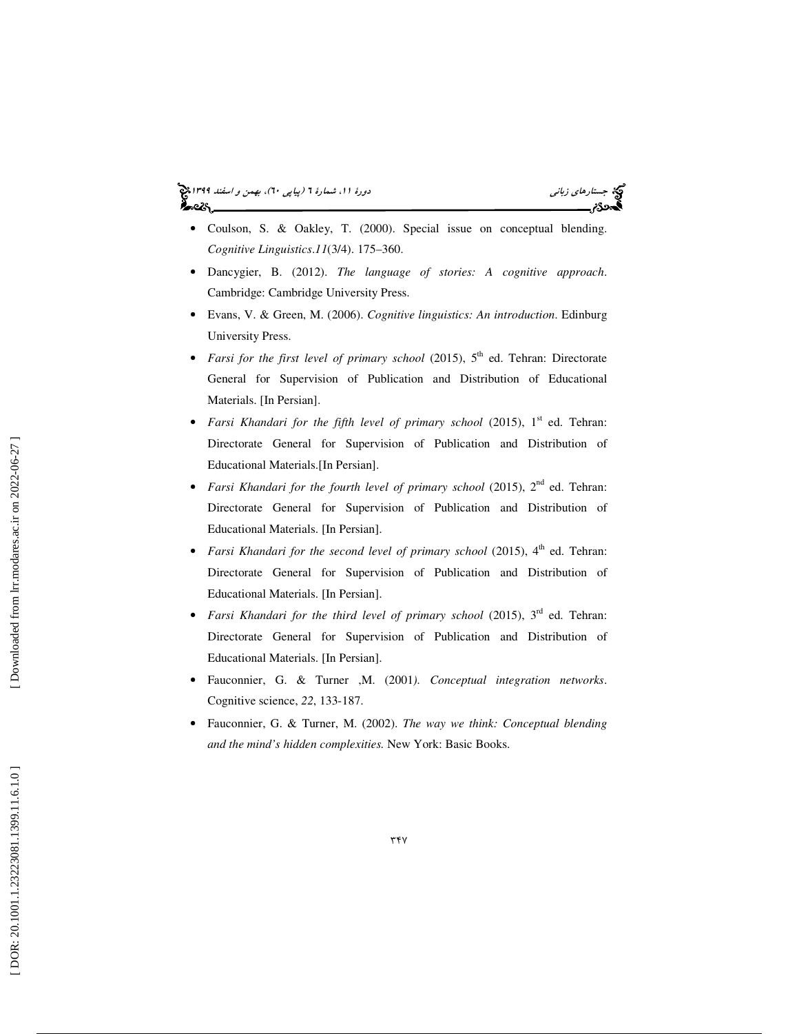- Coulson, S. & Oakley, T. (2000). Special issue on conceptual blending. *Cognitive Linguistics*.*11*(3/4). 175–360.
- Dancygier, B. (2012). *The language of stories: A cognitive approach*. Cambridge: Cambridge University Press.
- Evans, V. & Green, M. (2006). *Cognitive linguistics: An introduction*. Edinburg University Press.
- *Farsi for the first level of primary school* (2015), 5th ed. Tehran: Directorate General for Supervision of Publication and Distribution of Educational Materials. [In Persian].
- *Farsi Khandari for the fifth level of primary school* (2015), 1st ed. Tehran: Directorate General for Supervision of Publication and Distribution of Educational Materials.[In Persian].
- *Farsi Khandari for the fourth level of primary school* (2015), 2nd ed. Tehran: Directorate General for Supervision of Publication and Distribution of Educational Materials. [In Persian].
- *Farsi Khandari for the second level of primary school* (2015), 4th ed. Tehran: Directorate General for Supervision of Publication and Distribution of Educational Materials. [In Persian].
- *Farsi Khandari for the third level of primary school* (2015), 3rd ed. Tehran: Directorate General for Supervision of Publication and Distribution of Educational Materials. [In Persian].
- Fauconnier, G. & Turner ,M. (2001*). Conceptual integration networks*. Cognitive science, *22*, 133-187.
- Fauconnier, G. & Turner, M. (2002). *The way we think: Conceptual blending and the mind's hidden complexities.* New York: Basic Books.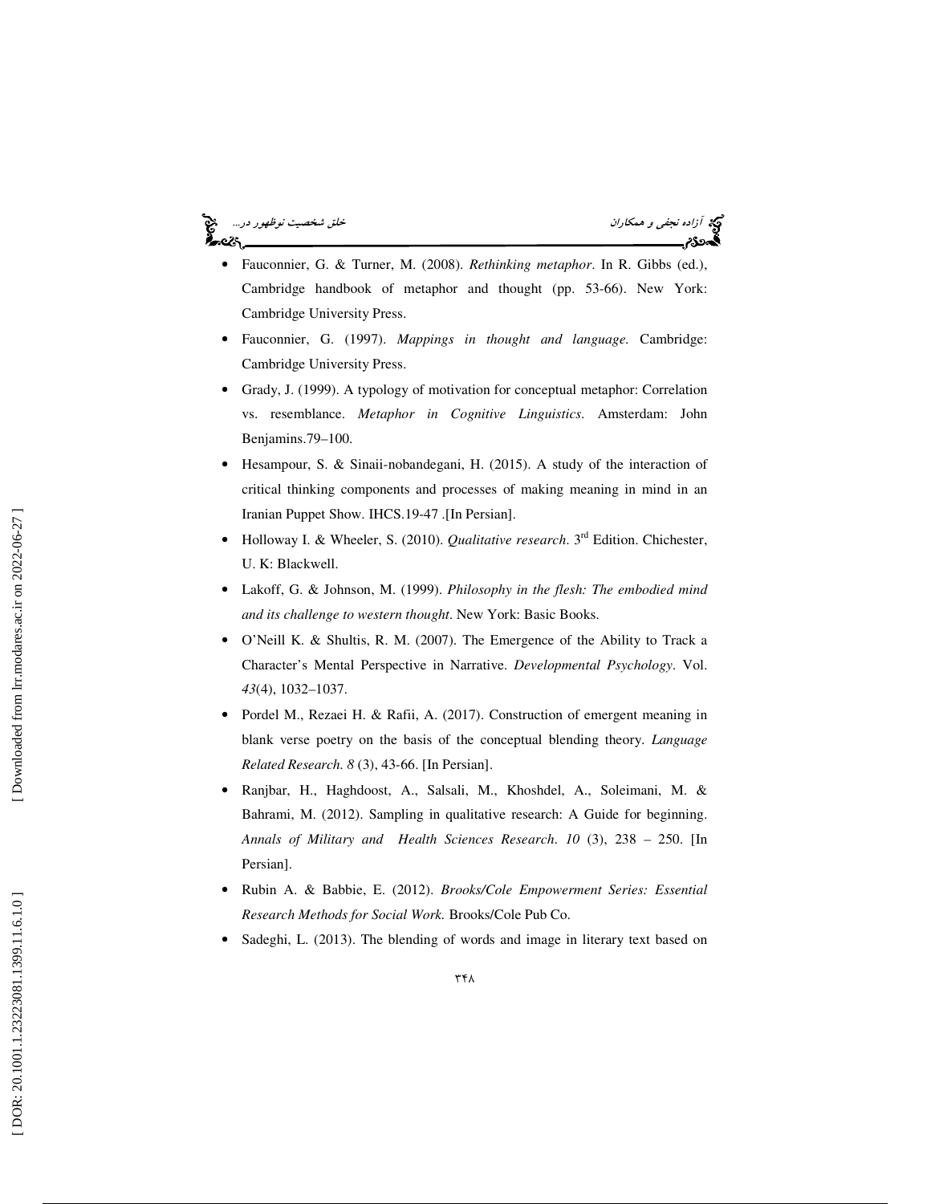- Fauconnier, G. & Turner, M. (2008). *Rethinking metaphor*. In R. Gibbs (ed.), Cambridge handbook of metaphor and thought (pp. 53-66). New York: Cambridge University Press.
- Fauconnier, G. (1997). *Mappings in thought and language.* Cambridge: Cambridge University Press.
- Grady, J. (1999). A typology of motivation for conceptual metaphor: Correlation vs. resemblance. *Metaphor in Cognitive Linguistics*. Amsterdam: John Benjamins.79–100.
- Hesampour, S. & Sinaii-nobandegani, H. (2015). A study of the interaction of critical thinking components and processes of making meaning in mind in an Iranian Puppet Show. IHCS.19-47 .[In Persian].
- Holloway I. & Wheeler, S. (2010). *Qualitative research*. 3rd Edition. Chichester, U. K: Blackwell.
- Lakoff, G. & Johnson, M. (1999). *Philosophy in the flesh: The embodied mind and its challenge to western thought*. New York: Basic Books.
- O'Neill K. & Shultis, R. M. (2007). The Emergence of the Ability to Track a Character's Mental Perspective in Narrative. *Developmental Psychology*. Vol. *43*(4), 1032–1037.
- Pordel M., Rezaei H. & Rafii, A. (2017). Construction of emergent meaning in blank verse poetry on the basis of the conceptual blending theory. *Language Related Research*. *8* (3), 43-66. [In Persian].
- Ranjbar, H., Haghdoost, A., Salsali, M., Khoshdel, A., Soleimani, M. & Bahrami, M. (2012). Sampling in qualitative research: A Guide for beginning. *Annals of Military and Health Sciences Research*. *10* (3), 238 – 250. [In Persian].
- Rubin A. & Babbie, E. (2012). *Brooks/Cole Empowerment Series: Essential Research Methods for Social Work.* Brooks/Cole Pub Co.
- Sadeghi, L. (2013). The blending of words and image in literary text based on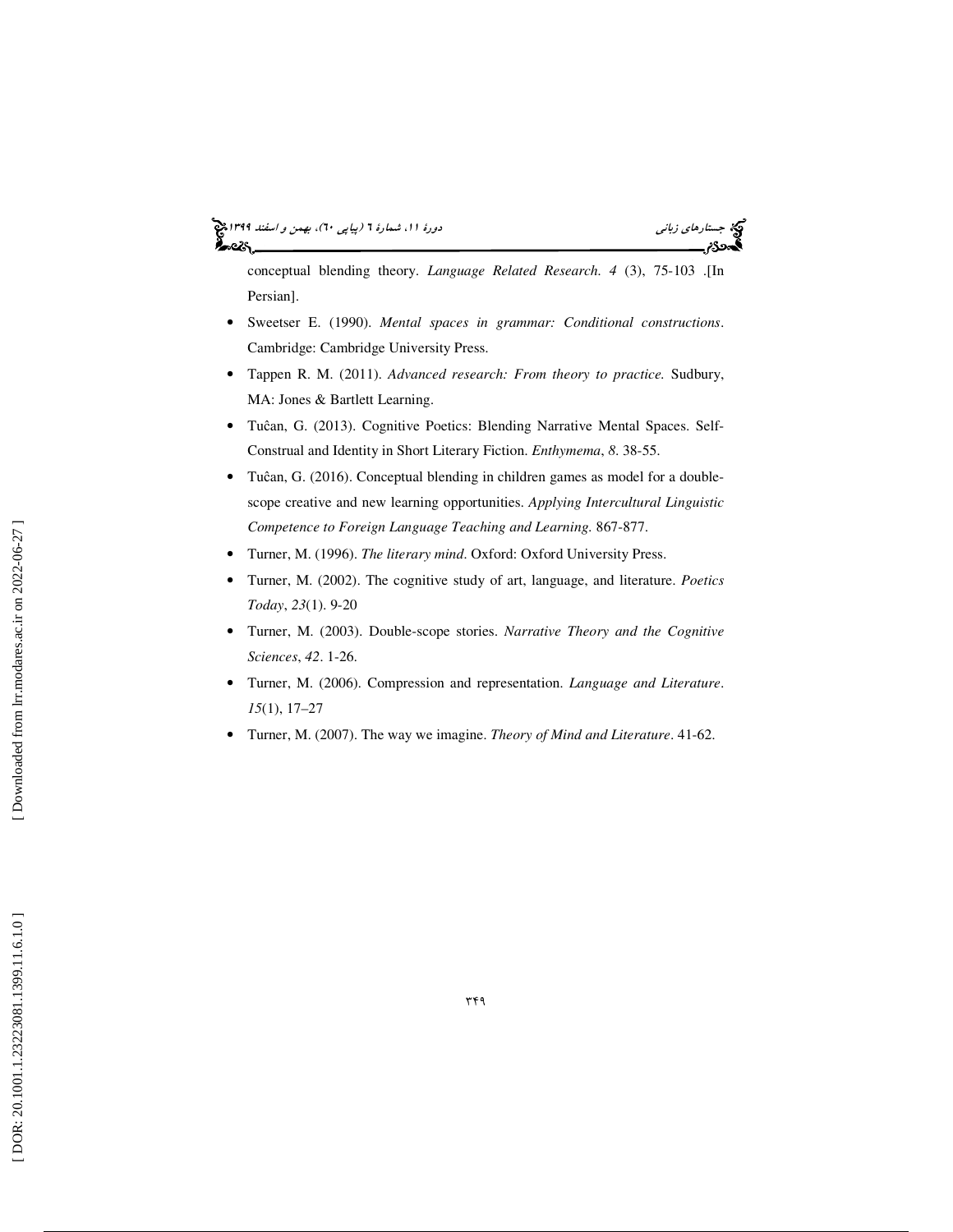conceptual blending theory. *Language Related Research. 4* (3), 75-103 .[In Persian].

- Sweetser E. (1990). *Mental spaces in grammar: Conditional constructions*. Cambridge: Cambridge University Press.
- Tappen R. M. (2011). *Advanced research: From theory to practice.* Sudbury, MA: Jones & Bartlett Learning.
- Tuĉan, G. (2013). Cognitive Poetics: Blending Narrative Mental Spaces. Self-Construal and Identity in Short Literary Fiction. *Enthymema*, *8*. 38-55.
- Tuĉan, G. (2016). Conceptual blending in children games as model for a double-scope creative and new learning opportunities. *Applying Intercultural Linguistic Competence to Foreign Language Teaching and Learning.* 867-877.
- Turner, M. (1996). *The literary mind*. Oxford: Oxford University Press.
- Turner, M. (2002). The cognitive study of art, language, and literature. *Poetics Today*, *23*(1). 9-20
- Turner, M. (2003). Double-scope stories. *Narrative Theory and the Cognitive Sciences*, *42*. 1-26.
- Turner, M. (2006). Compression and representation. *Language and Literature*. *15*(1), 17–27
- Turner, M. (2007). The way we imagine. *Theory of Mind and Literature*. 41-62.